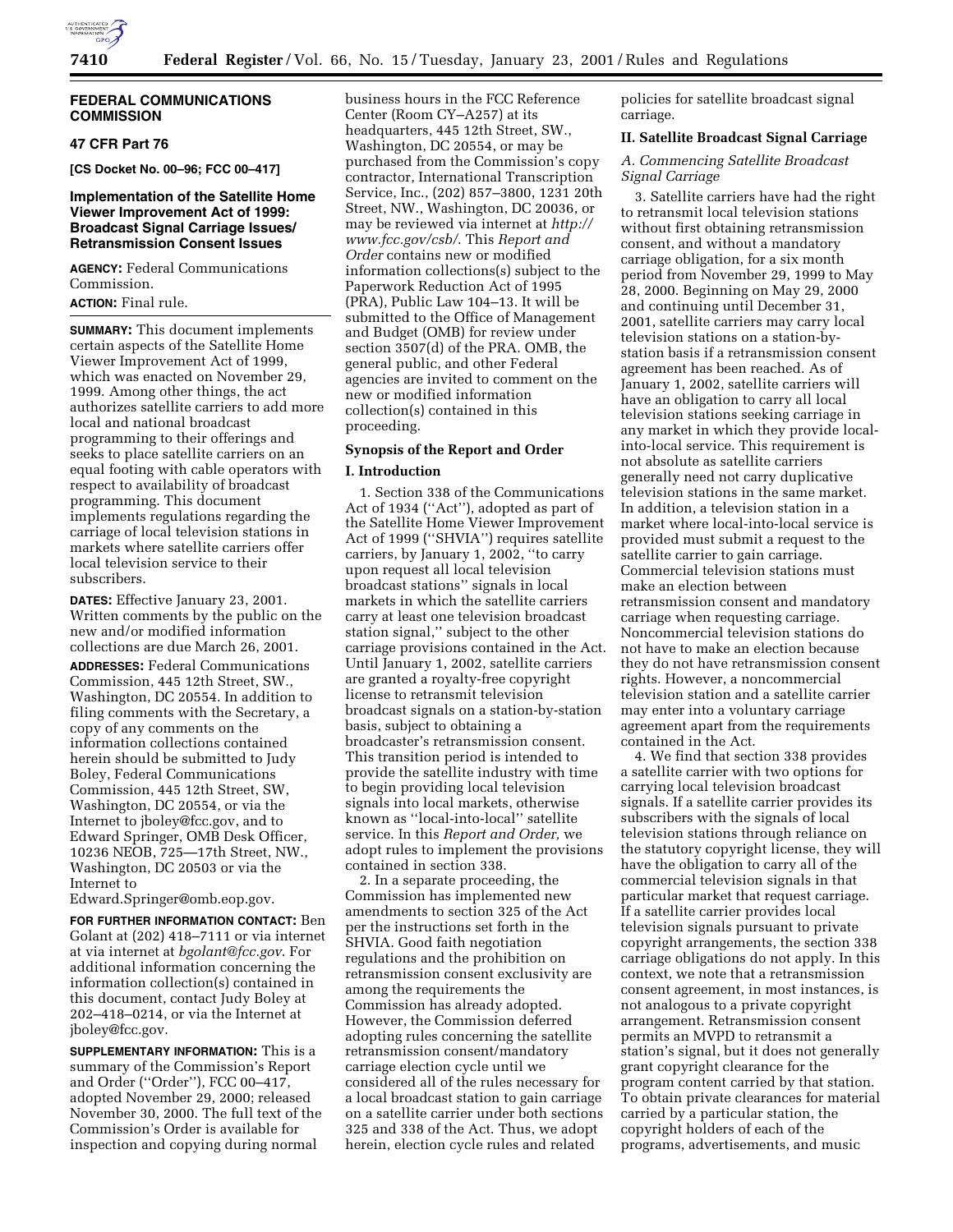**FEDERAL COMMUNICATIONS COMMISSION**

**47 CFR Part 76**

**[CS Docket No. 00–96; FCC 00–417]**

## Implementation of the Satellite Home Viewer Improvement Act of 1999: Broadcast Signal Carriage Issues/ Retransmission Consent Issues

**AGENCY:** Federal Communications Commission.

**ACTION:** Final rule.

**SUMMARY:** This document implements certain aspects of the Satellite Home Viewer Improvement Act of 1999, which was enacted on November 29, 1999. Among other things, the act authorizes satellite carriers to add more local and national broadcast programming to their offerings and seeks to place satellite carriers on an equal footing with cable operators with respect to availability of broadcast programming. This document implements regulations regarding the carriage of local television stations in markets where satellite carriers offer local television service to their subscribers.

**DATES:** Effective January 23, 2001. Written comments by the public on the new and/or modified information collections are due March 26, 2001.

**ADDRESSES:** Federal Communications Commission, 445 12th Street, SW., Washington, DC 20554. In addition to filing comments with the Secretary, a copy of any comments on the information collections contained herein should be submitted to Judy Boley, Federal Communications Commission, 445 12th Street, SW, Washington, DC 20554, or via the Internet to jboley@fcc.gov, and to Edward Springer, OMB Desk Officer, 10236 NEOB, 725—17th Street, NW., Washington, DC 20503 or via the Internet to Edward.Springer@omb.eop.gov.

**FOR FURTHER INFORMATION CONTACT:** Ben Golant at (202) 418–7111 or via internet at via internet at *bgolant@fcc.gov*. For additional information concerning the information collection(s) contained in this document, contact Judy Boley at 202–418–0214, or via the Internet at jboley@fcc.gov.

**SUPPLEMENTARY INFORMATION:** This is a summary of the Commission's Report and Order (''Order''), FCC 00–417, adopted November 29, 2000; released November 30, 2000. The full text of the Commission's Order is available for inspection and copying during normal business hours in the FCC Reference Center (Room CY–A257) at its headquarters, 445 12th Street, SW., Washington, DC 20554, or may be purchased from the Commission's copy contractor, International Transcription Service, Inc., (202) 857–3800, 1231 20th Street, NW., Washington, DC 20036, or may be reviewed via internet at *http://www.fcc.gov/csb/*. This *Report and Order* contains new or modified information collections(s) subject to the Paperwork Reduction Act of 1995 (PRA), Public Law 104–13. It will be submitted to the Office of Management and Budget (OMB) for review under section 3507(d) of the PRA. OMB, the general public, and other Federal agencies are invited to comment on the new or modified information collection(s) contained in this proceeding.

### Synopsis of the Report and Order

### I. Introduction

1. Section 338 of the Communications Act of 1934 (''Act''), adopted as part of the Satellite Home Viewer Improvement Act of 1999 (''SHVIA'') requires satellite carriers, by January 1, 2002, ''to carry upon request all local television broadcast stations'' signals in local markets in which the satellite carriers carry at least one television broadcast station signal,'' subject to the other carriage provisions contained in the Act. Until January 1, 2002, satellite carriers are granted a royalty-free copyright license to retransmit television broadcast signals on a station-by-station basis, subject to obtaining a broadcaster's retransmission consent. This transition period is intended to provide the satellite industry with time to begin providing local television signals into local markets, otherwise known as ''local-into-local'' satellite service. In this *Report and Order,* we adopt rules to implement the provisions contained in section 338.

2. In a separate proceeding, the Commission has implemented new amendments to section 325 of the Act per the instructions set forth in the SHVIA. Good faith negotiation regulations and the prohibition on retransmission consent exclusivity are among the requirements the Commission has already adopted. However, the Commission deferred adopting rules concerning the satellite retransmission consent/mandatory carriage election cycle until we considered all of the rules necessary for a local broadcast station to gain carriage on a satellite carrier under both sections 325 and 338 of the Act. Thus, we adopt herein, election cycle rules and related policies for satellite broadcast signal carriage.

### II. Satellite Broadcast Signal Carriage

#### *A. Commencing Satellite Broadcast Signal Carriage*

3. Satellite carriers have had the right to retransmit local television stations without first obtaining retransmission consent, and without a mandatory carriage obligation, for a six month period from November 29, 1999 to May 28, 2000. Beginning on May 29, 2000 and continuing until December 31, 2001, satellite carriers may carry local television stations on a station-by-station basis if a retransmission consent agreement has been reached. As of January 1, 2002, satellite carriers will have an obligation to carry all local television stations seeking carriage in any market in which they provide local-into-local service. This requirement is not absolute as satellite carriers generally need not carry duplicative television stations in the same market. In addition, a television station in a market where local-into-local service is provided must submit a request to the satellite carrier to gain carriage. Commercial television stations must make an election between retransmission consent and mandatory carriage when requesting carriage. Noncommercial television stations do not have to make an election because they do not have retransmission consent rights. However, a noncommercial television station and a satellite carrier may enter into a voluntary carriage agreement apart from the requirements contained in the Act.

4. We find that section 338 provides a satellite carrier with two options for carrying local television broadcast signals. If a satellite carrier provides its subscribers with the signals of local television stations through reliance on the statutory copyright license, they will have the obligation to carry all of the commercial television signals in that particular market that request carriage. If a satellite carrier provides local television signals pursuant to private copyright arrangements, the section 338 carriage obligations do not apply. In this context, we note that a retransmission consent agreement, in most instances, is not analogous to a private copyright arrangement. Retransmission consent permits an MVPD to retransmit a station's signal, but it does not generally grant copyright clearance for the program content carried by that station. To obtain private clearances for material carried by a particular station, the copyright holders of each of the programs, advertisements, and music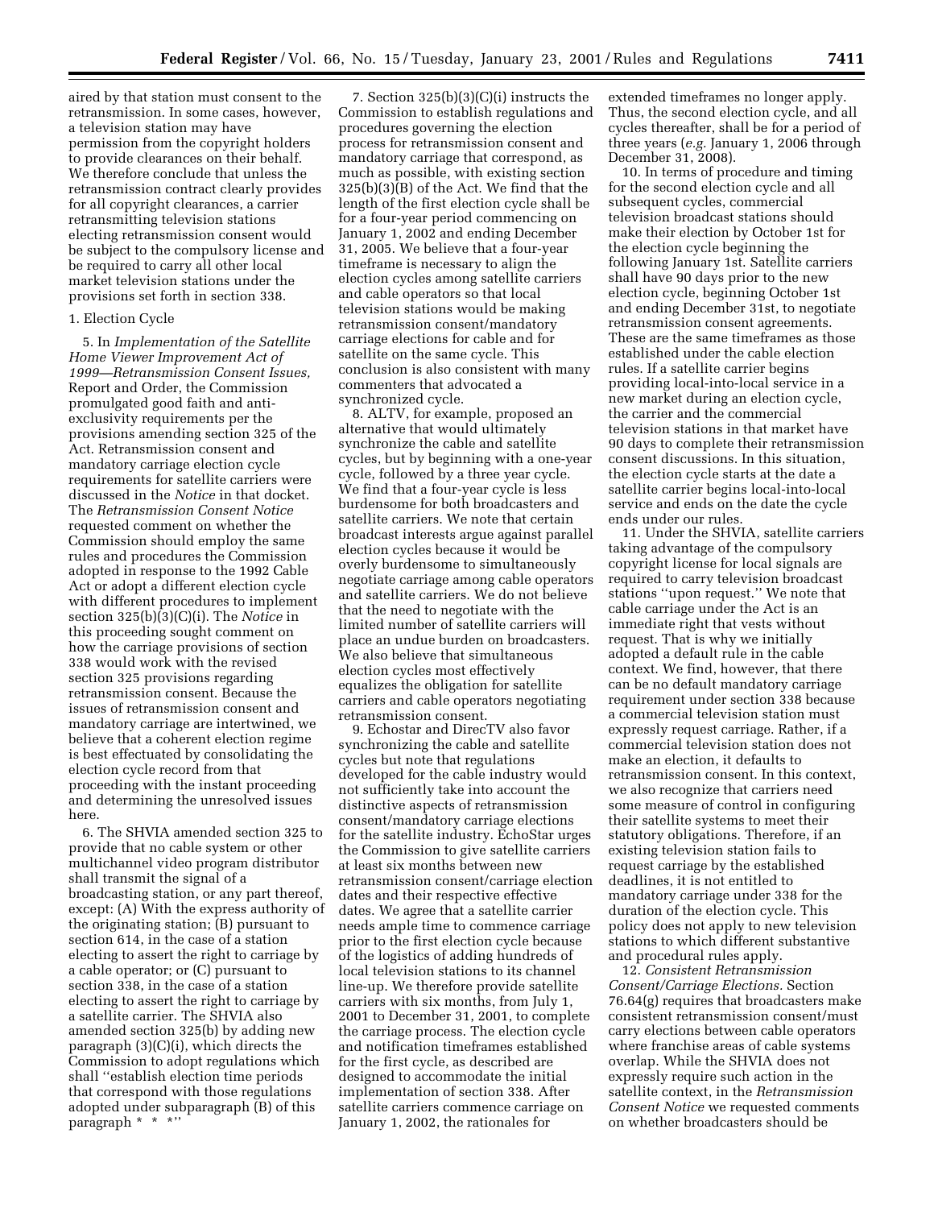aired by that station must consent to the retransmission. In some cases, however, a television station may have permission from the copyright holders to provide clearances on their behalf. We therefore conclude that unless the retransmission contract clearly provides for all copyright clearances, a carrier retransmitting television stations electing retransmission consent would be subject to the compulsory license and be required to carry all other local market television stations under the provisions set forth in section 338.

1. Election Cycle

5. In *Implementation of the Satellite Home Viewer Improvement Act of 1999—Retransmission Consent Issues,* Report and Order, the Commission promulgated good faith and anti-exclusivity requirements per the provisions amending section 325 of the Act. Retransmission consent and mandatory carriage election cycle requirements for satellite carriers were discussed in the *Notice* in that docket. The *Retransmission Consent Notice* requested comment on whether the Commission should employ the same rules and procedures the Commission adopted in response to the 1992 Cable Act or adopt a different election cycle with different procedures to implement section 325(b)(3)(C)(i). The *Notice* in this proceeding sought comment on how the carriage provisions of section 338 would work with the revised section 325 provisions regarding retransmission consent. Because the issues of retransmission consent and mandatory carriage are intertwined, we believe that a coherent election regime is best effectuated by consolidating the election cycle record from that proceeding with the instant proceeding and determining the unresolved issues here.

6. The SHVIA amended section 325 to provide that no cable system or other multichannel video program distributor shall transmit the signal of a broadcasting station, or any part thereof, except: (A) With the express authority of the originating station; (B) pursuant to section 614, in the case of a station electing to assert the right to carriage by a cable operator; or (C) pursuant to section 338, in the case of a station electing to assert the right to carriage by a satellite carrier. The SHVIA also amended section 325(b) by adding new paragraph (3)(C)(i), which directs the Commission to adopt regulations which shall ''establish election time periods that correspond with those regulations adopted under subparagraph (B) of this paragraph * * *''

7. Section 325(b)(3)(C)(i) instructs the Commission to establish regulations and procedures governing the election process for retransmission consent and mandatory carriage that correspond, as much as possible, with existing section 325(b)(3)(B) of the Act. We find that the length of the first election cycle shall be for a four-year period commencing on January 1, 2002 and ending December 31, 2005. We believe that a four-year timeframe is necessary to align the election cycles among satellite carriers and cable operators so that local television stations would be making retransmission consent/mandatory carriage elections for cable and for satellite on the same cycle. This conclusion is also consistent with many commenters that advocated a synchronized cycle.

8. ALTV, for example, proposed an alternative that would ultimately synchronize the cable and satellite cycles, but by beginning with a one-year cycle, followed by a three year cycle. We find that a four-year cycle is less burdensome for both broadcasters and satellite carriers. We note that certain broadcast interests argue against parallel election cycles because it would be overly burdensome to simultaneously negotiate carriage among cable operators and satellite carriers. We do not believe that the need to negotiate with the limited number of satellite carriers will place an undue burden on broadcasters. We also believe that simultaneous election cycles most effectively equalizes the obligation for satellite carriers and cable operators negotiating retransmission consent.

9. Echostar and DirecTV also favor synchronizing the cable and satellite cycles but note that regulations developed for the cable industry would not sufficiently take into account the distinctive aspects of retransmission consent/mandatory carriage elections for the satellite industry. EchoStar urges the Commission to give satellite carriers at least six months between new retransmission consent/carriage election dates and their respective effective dates. We agree that a satellite carrier needs ample time to commence carriage prior to the first election cycle because of the logistics of adding hundreds of local television stations to its channel line-up. We therefore provide satellite carriers with six months, from July 1, 2001 to December 31, 2001, to complete the carriage process. The election cycle and notification timeframes established for the first cycle, as described are designed to accommodate the initial implementation of section 338. After satellite carriers commence carriage on January 1, 2002, the rationales for extended timeframes no longer apply. Thus, the second election cycle, and all cycles thereafter, shall be for a period of three years (*e.g.* January 1, 2006 through December 31, 2008).

10. In terms of procedure and timing for the second election cycle and all subsequent cycles, commercial television broadcast stations should make their election by October 1st for the election cycle beginning the following January 1st. Satellite carriers shall have 90 days prior to the new election cycle, beginning October 1st and ending December 31st, to negotiate retransmission consent agreements. These are the same timeframes as those established under the cable election rules. If a satellite carrier begins providing local-into-local service in a new market during an election cycle, the carrier and the commercial television stations in that market have 90 days to complete their retransmission consent discussions. In this situation, the election cycle starts at the date a satellite carrier begins local-into-local service and ends on the date the cycle ends under our rules.

11. Under the SHVIA, satellite carriers taking advantage of the compulsory copyright license for local signals are required to carry television broadcast stations ''upon request.'' We note that cable carriage under the Act is an immediate right that vests without request. That is why we initially adopted a default rule in the cable context. We find, however, that there can be no default mandatory carriage requirement under section 338 because a commercial television station must expressly request carriage. Rather, if a commercial television station does not make an election, it defaults to retransmission consent. In this context, we also recognize that carriers need some measure of control in configuring their satellite systems to meet their statutory obligations. Therefore, if an existing television station fails to request carriage by the established deadlines, it is not entitled to mandatory carriage under 338 for the duration of the election cycle. This policy does not apply to new television stations to which different substantive and procedural rules apply.

12. *Consistent Retransmission Consent/Carriage Elections.* Section 76.64(g) requires that broadcasters make consistent retransmission consent/must carry elections between cable operators where franchise areas of cable systems overlap. While the SHVIA does not expressly require such action in the satellite context, in the *Retransmission Consent Notice* we requested comments on whether broadcasters should be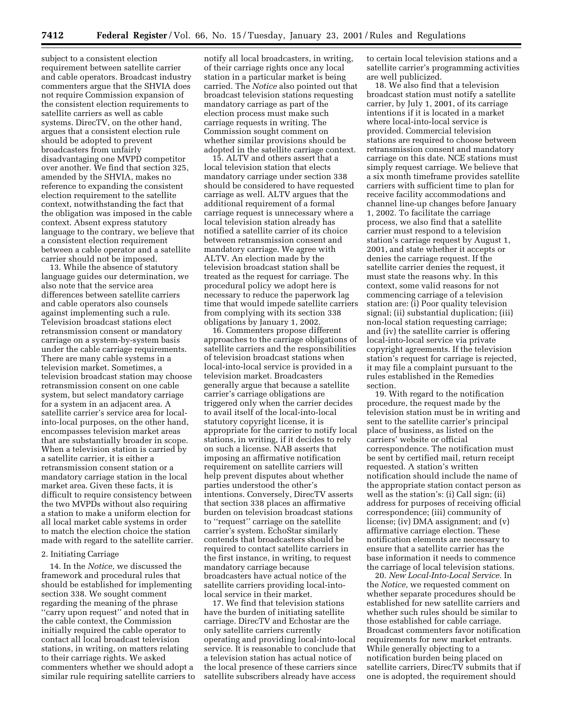subject to a consistent election requirement between satellite carrier and cable operators. Broadcast industry commenters argue that the SHVIA does not require Commission expansion of the consistent election requirements to satellite carriers as well as cable systems. DirecTV, on the other hand, argues that a consistent election rule should be adopted to prevent broadcasters from unfairly disadvantaging one MVPD competitor over another. We find that section 325, amended by the SHVIA, makes no reference to expanding the consistent election requirement to the satellite context, notwithstanding the fact that the obligation was imposed in the cable context. Absent express statutory language to the contrary, we believe that a consistent election requirement between a cable operator and a satellite carrier should not be imposed.

13. While the absence of statutory language guides our determination, we also note that the service area differences between satellite carriers and cable operators also counsels against implementing such a rule. Television broadcast stations elect retransmission consent or mandatory carriage on a system-by-system basis under the cable carriage requirements. There are many cable systems in a television market. Sometimes, a television broadcast station may choose retransmission consent on one cable system, but select mandatory carriage for a system in an adjacent area. A satellite carrier's service area for local-into-local purposes, on the other hand, encompasses television market areas that are substantially broader in scope. When a television station is carried by a satellite carrier, it is either a retransmission consent station or a mandatory carriage station in the local market area. Given these facts, it is difficult to require consistency between the two MVPDs without also requiring a station to make a uniform election for all local market cable systems in order to match the election choice the station made with regard to the satellite carrier.

## 2. Initiating Carriage

14. In the *Notice,* we discussed the framework and procedural rules that should be established for implementing section 338. We sought comment regarding the meaning of the phrase "carry upon request" and noted that in the cable context, the Commission initially required the cable operator to contact all local broadcast television stations, in writing, on matters relating to their carriage rights. We asked commenters whether we should adopt a similar rule requiring satellite carriers to notify all local broadcasters, in writing, of their carriage rights once any local station in a particular market is being carried. The *Notice* also pointed out that broadcast television stations requesting mandatory carriage as part of the election process must make such carriage requests in writing. The Commission sought comment on whether similar provisions should be adopted in the satellite carriage context.

15. ALTV and others assert that a local television station that elects mandatory carriage under section 338 should be considered to have requested carriage as well. ALTV argues that the additional requirement of a formal carriage request is unnecessary where a local television station already has notified a satellite carrier of its choice between retransmission consent and mandatory carriage. We agree with ALTV. An election made by the television broadcast station shall be treated as the request for carriage. The procedural policy we adopt here is necessary to reduce the paperwork lag time that would impede satellite carriers from complying with its section 338 obligations by January 1, 2002.

16. Commenters propose different approaches to the carriage obligations of satellite carriers and the responsibilities of television broadcast stations when local-into-local service is provided in a television market. Broadcasters generally argue that because a satellite carrier's carriage obligations are triggered only when the carrier decides to avail itself of the local-into-local statutory copyright license, it is appropriate for the carrier to notify local stations, in writing, if it decides to rely on such a license. NAB asserts that imposing an affirmative notification requirement on satellite carriers will help prevent disputes about whether parties understood the other's intentions. Conversely, DirecTV asserts that section 338 places an affirmative burden on television broadcast stations to "request" carriage on the satellite carrier's system. EchoStar similarly contends that broadcasters should be required to contact satellite carriers in the first instance, in writing, to request mandatory carriage because broadcasters have actual notice of the satellite carriers providing local-into-local service in their market.

17. We find that television stations have the burden of initiating satellite carriage. DirecTV and Echostar are the only satellite carriers currently operating and providing local-into-local service. It is reasonable to conclude that a television station has actual notice of the local presence of these carriers since satellite subscribers already have access to certain local television stations and a satellite carrier's programming activities are well publicized.

18. We also find that a television broadcast station must notify a satellite carrier, by July 1, 2001, of its carriage intentions if it is located in a market where local-into-local service is provided. Commercial television stations are required to choose between retransmission consent and mandatory carriage on this date. NCE stations must simply request carriage. We believe that a six month timeframe provides satellite carriers with sufficient time to plan for receive facility accommodations and channel line-up changes before January 1, 2002. To facilitate the carriage process, we also find that a satellite carrier must respond to a television station's carriage request by August 1, 2001, and state whether it accepts or denies the carriage request. If the satellite carrier denies the request, it must state the reasons why. In this context, some valid reasons for not commencing carriage of a television station are: (i) Poor quality television signal; (ii) substantial duplication; (iii) non-local station requesting carriage; and (iv) the satellite carrier is offering local-into-local service via private copyright agreements. If the television station's request for carriage is rejected, it may file a complaint pursuant to the rules established in the Remedies section.

19. With regard to the notification procedure, the request made by the television station must be in writing and sent to the satellite carrier's principal place of business, as listed on the carriers' website or official correspondence. The notification must be sent by certified mail, return receipt requested. A station's written notification should include the name of the appropriate station contact person as well as the station's: (i) Call sign; (ii) address for purposes of receiving official correspondence; (iii) community of license; (iv) DMA assignment; and (v) affirmative carriage election. These notification elements are necessary to ensure that a satellite carrier has the base information it needs to commence the carriage of local television stations.

20. *New Local-Into-Local Service.* In the *Notice,* we requested comment on whether separate procedures should be established for new satellite carriers and whether such rules should be similar to those established for cable carriage. Broadcast commenters favor notification requirements for new market entrants. While generally objecting to a notification burden being placed on satellite carriers, DirecTV submits that if one is adopted, the requirement should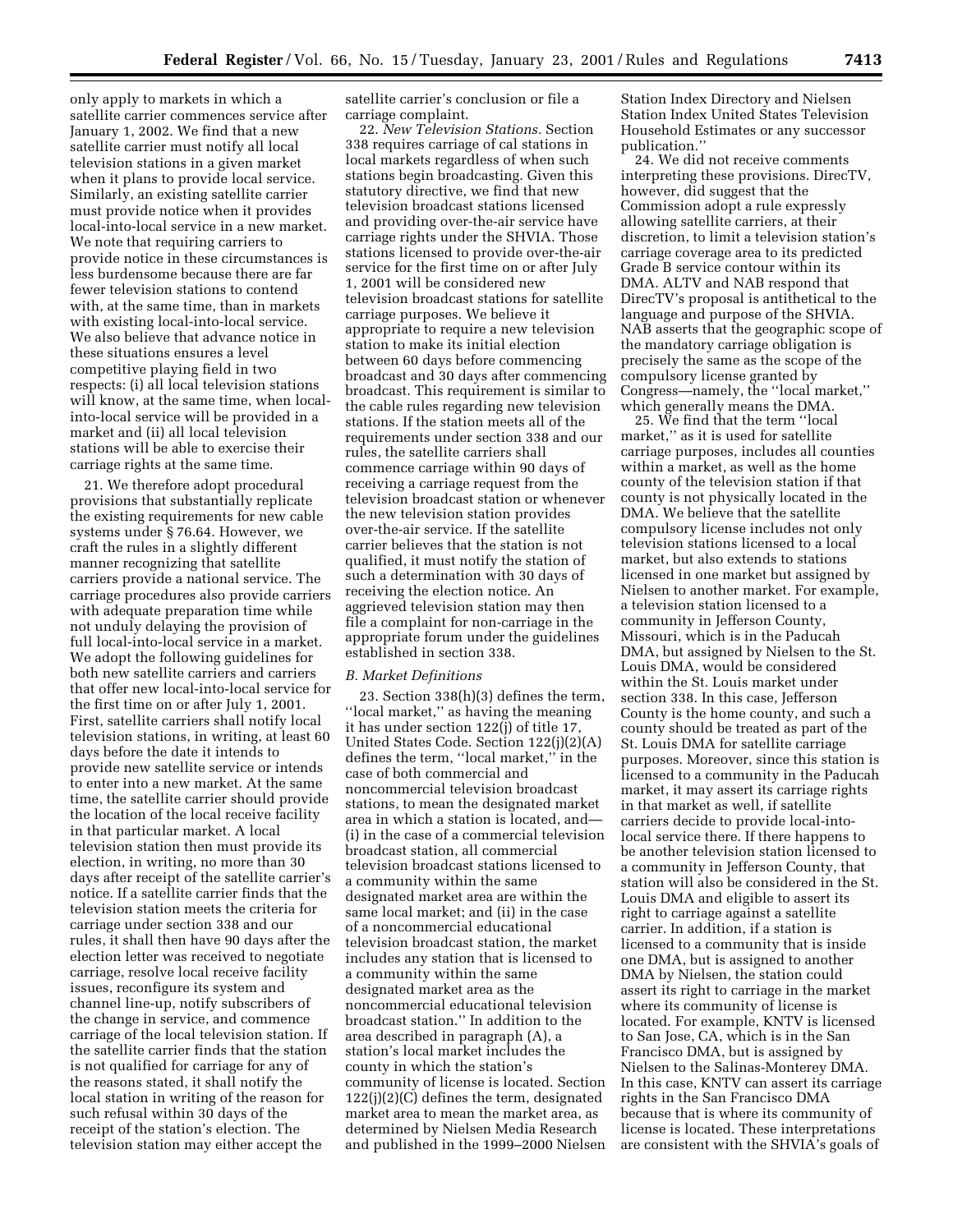only apply to markets in which a satellite carrier commences service after January 1, 2002. We find that a new satellite carrier must notify all local television stations in a given market when it plans to provide local service. Similarly, an existing satellite carrier must provide notice when it provides local-into-local service in a new market. We note that requiring carriers to provide notice in these circumstances is less burdensome because there are far fewer television stations to contend with, at the same time, than in markets with existing local-into-local service. We also believe that advance notice in these situations ensures a level competitive playing field in two respects: (i) all local television stations will know, at the same time, when local-into-local service will be provided in a market and (ii) all local television stations will be able to exercise their carriage rights at the same time.

21. We therefore adopt procedural provisions that substantially replicate the existing requirements for new cable systems under § 76.64. However, we craft the rules in a slightly different manner recognizing that satellite carriers provide a national service. The carriage procedures also provide carriers with adequate preparation time while not unduly delaying the provision of full local-into-local service in a market. We adopt the following guidelines for both new satellite carriers and carriers that offer new local-into-local service for the first time on or after July 1, 2001. First, satellite carriers shall notify local television stations, in writing, at least 60 days before the date it intends to provide new satellite service or intends to enter into a new market. At the same time, the satellite carrier should provide the location of the local receive facility in that particular market. A local television station then must provide its election, in writing, no more than 30 days after receipt of the satellite carrier's notice. If a satellite carrier finds that the television station meets the criteria for carriage under section 338 and our rules, it shall then have 90 days after the election letter was received to negotiate carriage, resolve local receive facility issues, reconfigure its system and channel line-up, notify subscribers of the change in service, and commence carriage of the local television station. If the satellite carrier finds that the station is not qualified for carriage for any of the reasons stated, it shall notify the local station in writing of the reason for such refusal within 30 days of the receipt of the station's election. The television station may either accept the satellite carrier's conclusion or file a carriage complaint.

22. *New Television Stations.* Section 338 requires carriage of cal stations in local markets regardless of when such stations begin broadcasting. Given this statutory directive, we find that new television broadcast stations licensed and providing over-the-air service have carriage rights under the SHVIA. Those stations licensed to provide over-the-air service for the first time on or after July 1, 2001 will be considered new television broadcast stations for satellite carriage purposes. We believe it appropriate to require a new television station to make its initial election between 60 days before commencing broadcast and 30 days after commencing broadcast. This requirement is similar to the cable rules regarding new television stations. If the station meets all of the requirements under section 338 and our rules, the satellite carriers shall commence carriage within 90 days of receiving a carriage request from the television broadcast station or whenever the new television station provides over-the-air service. If the satellite carrier believes that the station is not qualified, it must notify the station of such a determination with 30 days of receiving the election notice. An aggrieved television station may then file a complaint for non-carriage in the appropriate forum under the guidelines established in section 338.

### *B. Market Definitions*

23. Section 338(h)(3) defines the term, ''local market,'' as having the meaning it has under section 122(j) of title 17, United States Code. Section 122(j)(2)(A) defines the term, ''local market,'' in the case of both commercial and noncommercial television broadcast stations, to mean the designated market area in which a station is located, and—(i) in the case of a commercial television broadcast station, all commercial television broadcast stations licensed to a community within the same designated market area are within the same local market; and (ii) in the case of a noncommercial educational television broadcast station, the market includes any station that is licensed to a community within the same designated market area as the noncommercial educational television broadcast station.'' In addition to the area described in paragraph (A), a station's local market includes the county in which the station's community of license is located. Section 122(j)(2)(C) defines the term, designated market area to mean the market area, as determined by Nielsen Media Research and published in the 1999–2000 Nielsen Station Index Directory and Nielsen Station Index United States Television Household Estimates or any successor publication.''

24. We did not receive comments interpreting these provisions. DirecTV, however, did suggest that the Commission adopt a rule expressly allowing satellite carriers, at their discretion, to limit a television station's carriage coverage area to its predicted Grade B service contour within its DMA. ALTV and NAB respond that DirecTV's proposal is antithetical to the language and purpose of the SHVIA. NAB asserts that the geographic scope of the mandatory carriage obligation is precisely the same as the scope of the compulsory license granted by Congress—namely, the ''local market,'' which generally means the DMA.

25. We find that the term ''local market,'' as it is used for satellite carriage purposes, includes all counties within a market, as well as the home county of the television station if that county is not physically located in the DMA. We believe that the satellite compulsory license includes not only television stations licensed to a local market, but also extends to stations licensed in one market but assigned by Nielsen to another market. For example, a television station licensed to a community in Jefferson County, Missouri, which is in the Paducah DMA, but assigned by Nielsen to the St. Louis DMA, would be considered within the St. Louis market under section 338. In this case, Jefferson County is the home county, and such a county should be treated as part of the St. Louis DMA for satellite carriage purposes. Moreover, since this station is licensed to a community in the Paducah market, it may assert its carriage rights in that market as well, if satellite carriers decide to provide local-into-local service there. If there happens to be another television station licensed to a community in Jefferson County, that station will also be considered in the St. Louis DMA and eligible to assert its right to carriage against a satellite carrier. In addition, if a station is licensed to a community that is inside one DMA, but is assigned to another DMA by Nielsen, the station could assert its right to carriage in the market where its community of license is located. For example, KNTV is licensed to San Jose, CA, which is in the San Francisco DMA, but is assigned by Nielsen to the Salinas-Monterey DMA. In this case, KNTV can assert its carriage rights in the San Francisco DMA because that is where its community of license is located. These interpretations are consistent with the SHVIA's goals of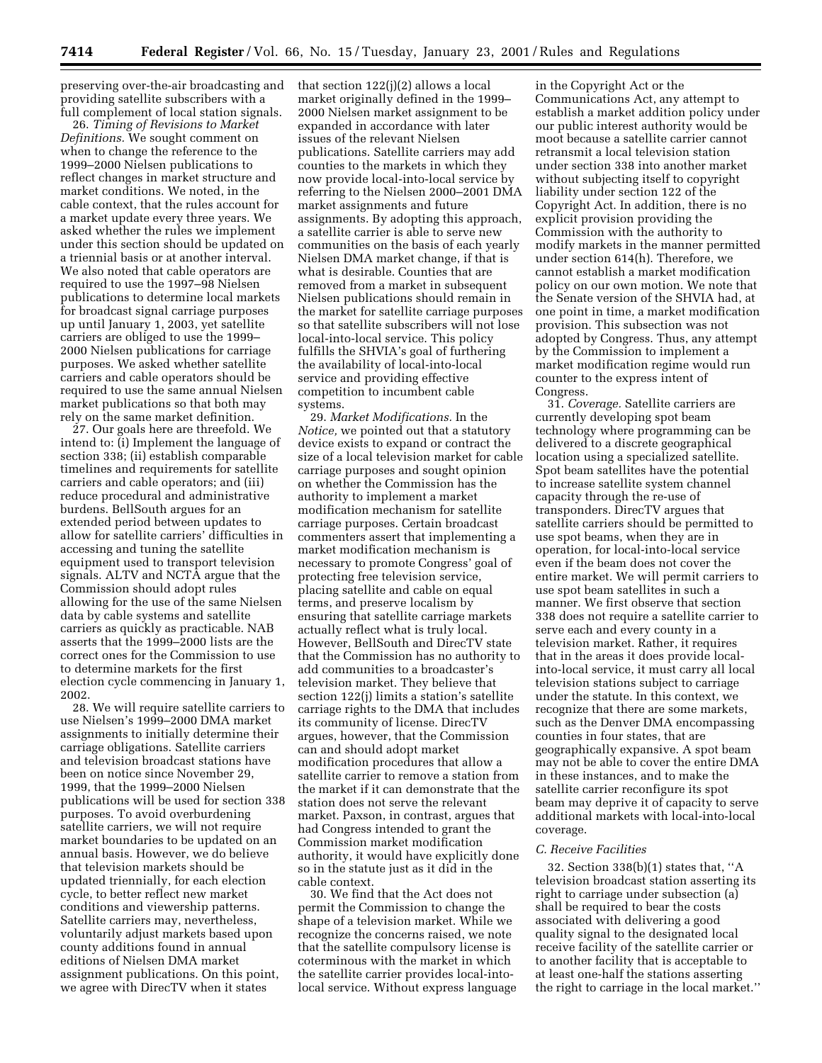preserving over-the-air broadcasting and providing satellite subscribers with a full complement of local station signals.

26. *Timing of Revisions to Market Definitions.* We sought comment on when to change the reference to the 1999–2000 Nielsen publications to reflect changes in market structure and market conditions. We noted, in the cable context, that the rules account for a market update every three years. We asked whether the rules we implement under this section should be updated on a triennial basis or at another interval. We also noted that cable operators are required to use the 1997–98 Nielsen publications to determine local markets for broadcast signal carriage purposes up until January 1, 2003, yet satellite carriers are obliged to use the 1999–2000 Nielsen publications for carriage purposes. We asked whether satellite carriers and cable operators should be required to use the same annual Nielsen market publications so that both may rely on the same market definition.

27. Our goals here are threefold. We intend to: (i) Implement the language of section 338; (ii) establish comparable timelines and requirements for satellite carriers and cable operators; and (iii) reduce procedural and administrative burdens. BellSouth argues for an extended period between updates to allow for satellite carriers' difficulties in accessing and tuning the satellite equipment used to transport television signals. ALTV and NCTA argue that the Commission should adopt rules allowing for the use of the same Nielsen data by cable systems and satellite carriers as quickly as practicable. NAB asserts that the 1999–2000 lists are the correct ones for the Commission to use to determine markets for the first election cycle commencing in January 1, 2002.

28. We will require satellite carriers to use Nielsen's 1999–2000 DMA market assignments to initially determine their carriage obligations. Satellite carriers and television broadcast stations have been on notice since November 29, 1999, that the 1999–2000 Nielsen publications will be used for section 338 purposes. To avoid overburdening satellite carriers, we will not require market boundaries to be updated on an annual basis. However, we do believe that television markets should be updated triennially, for each election cycle, to better reflect new market conditions and viewership patterns. Satellite carriers may, nevertheless, voluntarily adjust markets based upon county additions found in annual editions of Nielsen DMA market assignment publications. On this point, we agree with DirecTV when it states that section 122(j)(2) allows a local market originally defined in the 1999–2000 Nielsen market assignment to be expanded in accordance with later issues of the relevant Nielsen publications. Satellite carriers may add counties to the markets in which they now provide local-into-local service by referring to the Nielsen 2000–2001 DMA market assignments and future assignments. By adopting this approach, a satellite carrier is able to serve new communities on the basis of each yearly Nielsen DMA market change, if that is what is desirable. Counties that are removed from a market in subsequent Nielsen publications should remain in the market for satellite carriage purposes so that satellite subscribers will not lose local-into-local service. This policy fulfills the SHVIA's goal of furthering the availability of local-into-local service and providing effective competition to incumbent cable systems.

29. *Market Modifications.* In the *Notice,* we pointed out that a statutory device exists to expand or contract the size of a local television market for cable carriage purposes and sought opinion on whether the Commission has the authority to implement a market modification mechanism for satellite carriage purposes. Certain broadcast commenters assert that implementing a market modification mechanism is necessary to promote Congress' goal of protecting free television service, placing satellite and cable on equal terms, and preserve localism by ensuring that satellite carriage markets actually reflect what is truly local. However, BellSouth and DirecTV state that the Commission has no authority to add communities to a broadcaster's television market. They believe that section 122(j) limits a station's satellite carriage rights to the DMA that includes its community of license. DirecTV argues, however, that the Commission can and should adopt market modification procedures that allow a satellite carrier to remove a station from the market if it can demonstrate that the station does not serve the relevant market. Paxson, in contrast, argues that had Congress intended to grant the Commission market modification authority, it would have explicitly done so in the statute just as it did in the cable context.

30. We find that the Act does not permit the Commission to change the shape of a television market. While we recognize the concerns raised, we note that the satellite compulsory license is coterminous with the market in which the satellite carrier provides local-into-local service. Without express language in the Copyright Act or the Communications Act, any attempt to establish a market addition policy under our public interest authority would be moot because a satellite carrier cannot retransmit a local television station under section 338 into another market without subjecting itself to copyright liability under section 122 of the Copyright Act. In addition, there is no explicit provision providing the Commission with the authority to modify markets in the manner permitted under section 614(h). Therefore, we cannot establish a market modification policy on our own motion. We note that the Senate version of the SHVIA had, at one point in time, a market modification provision. This subsection was not adopted by Congress. Thus, any attempt by the Commission to implement a market modification regime would run counter to the express intent of Congress.

31. *Coverage.* Satellite carriers are currently developing spot beam technology where programming can be delivered to a discrete geographical location using a specialized satellite. Spot beam satellites have the potential to increase satellite system channel capacity through the re-use of transponders. DirecTV argues that satellite carriers should be permitted to use spot beams, when they are in operation, for local-into-local service even if the beam does not cover the entire market. We will permit carriers to use spot beam satellites in such a manner. We first observe that section 338 does not require a satellite carrier to serve each and every county in a television market. Rather, it requires that in the areas it does provide local-into-local service, it must carry all local television stations subject to carriage under the statute. In this context, we recognize that there are some markets, such as the Denver DMA encompassing counties in four states, that are geographically expansive. A spot beam may not be able to cover the entire DMA in these instances, and to make the satellite carrier reconfigure its spot beam may deprive it of capacity to serve additional markets with local-into-local coverage.

### *C. Receive Facilities*

32. Section 338(b)(1) states that, "A television broadcast station asserting its right to carriage under subsection (a) shall be required to bear the costs associated with delivering a good quality signal to the designated local receive facility of the satellite carrier or to another facility that is acceptable to at least one-half the stations asserting the right to carriage in the local market."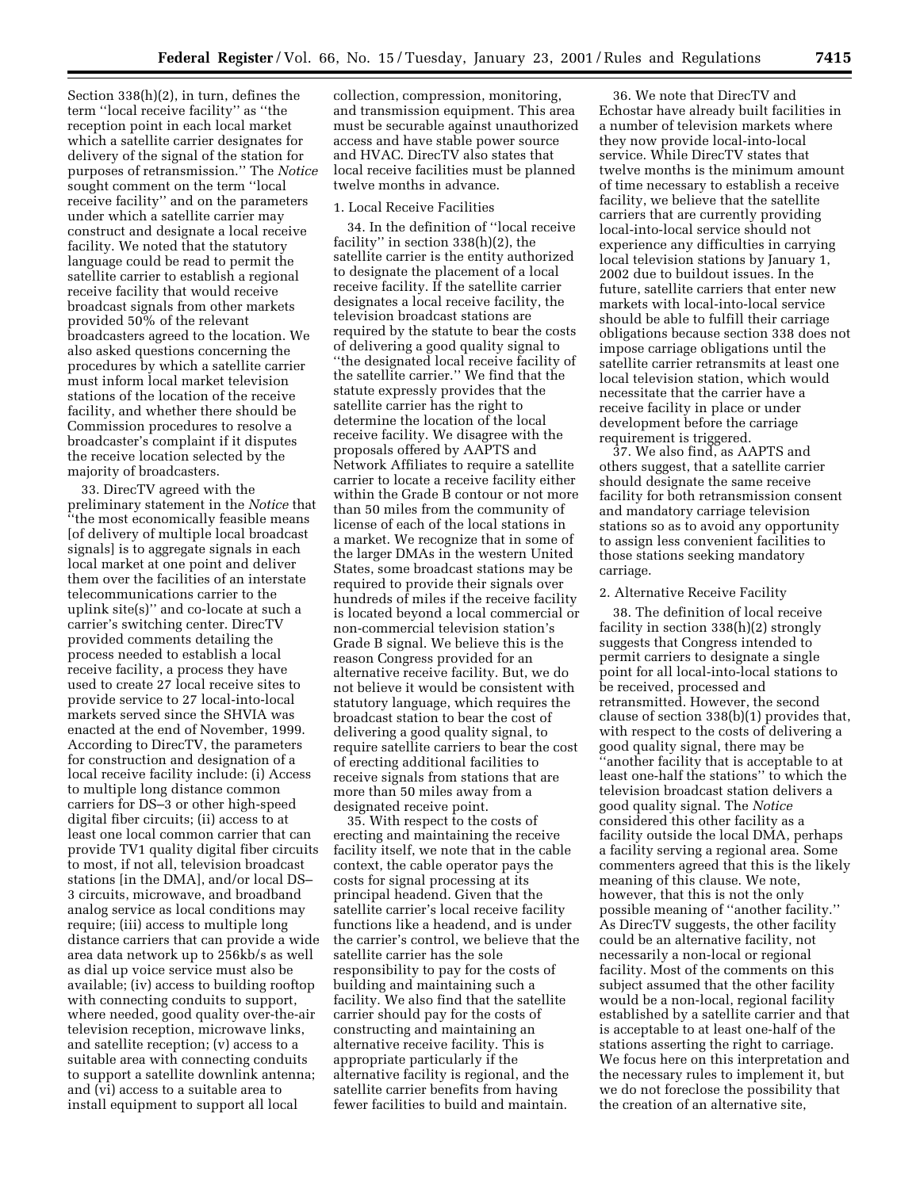Section 338(h)(2), in turn, defines the term ''local receive facility'' as ''the reception point in each local market which a satellite carrier designates for delivery of the signal of the station for purposes of retransmission.'' The *Notice* sought comment on the term ''local receive facility'' and on the parameters under which a satellite carrier may construct and designate a local receive facility. We noted that the statutory language could be read to permit the satellite carrier to establish a regional receive facility that would receive broadcast signals from other markets provided 50% of the relevant broadcasters agreed to the location. We also asked questions concerning the procedures by which a satellite carrier must inform local market television stations of the location of the receive facility, and whether there should be Commission procedures to resolve a broadcaster's complaint if it disputes the receive location selected by the majority of broadcasters.

33. DirecTV agreed with the preliminary statement in the *Notice* that ''the most economically feasible means [of delivery of multiple local broadcast signals] is to aggregate signals in each local market at one point and deliver them over the facilities of an interstate telecommunications carrier to the uplink site(s)'' and co-locate at such a carrier's switching center. DirecTV provided comments detailing the process needed to establish a local receive facility, a process they have used to create 27 local receive sites to provide service to 27 local-into-local markets served since the SHVIA was enacted at the end of November, 1999. According to DirecTV, the parameters for construction and designation of a local receive facility include: (i) Access to multiple long distance common carriers for DS–3 or other high-speed digital fiber circuits; (ii) access to at least one local common carrier that can provide TV1 quality digital fiber circuits to most, if not all, television broadcast stations [in the DMA], and/or local DS–3 circuits, microwave, and broadband analog service as local conditions may require; (iii) access to multiple long distance carriers that can provide a wide area data network up to 256kb/s as well as dial up voice service must also be available; (iv) access to building rooftop with connecting conduits to support, where needed, good quality over-the-air television reception, microwave links, and satellite reception; (v) access to a suitable area with connecting conduits to support a satellite downlink antenna; and (vi) access to a suitable area to install equipment to support all local collection, compression, monitoring, and transmission equipment. This area must be securable against unauthorized access and have stable power source and HVAC. DirecTV also states that local receive facilities must be planned twelve months in advance.

### 1. Local Receive Facilities

34. In the definition of ''local receive facility'' in section 338(h)(2), the satellite carrier is the entity authorized to designate the placement of a local receive facility. If the satellite carrier designates a local receive facility, the television broadcast stations are required by the statute to bear the costs of delivering a good quality signal to ''the designated local receive facility of the satellite carrier.'' We find that the statute expressly provides that the satellite carrier has the right to determine the location of the local receive facility. We disagree with the proposals offered by AAPTS and Network Affiliates to require a satellite carrier to locate a receive facility either within the Grade B contour or not more than 50 miles from the community of license of each of the local stations in a market. We recognize that in some of the larger DMAs in the western United States, some broadcast stations may be required to provide their signals over hundreds of miles if the receive facility is located beyond a local commercial or non-commercial television station's Grade B signal. We believe this is the reason Congress provided for an alternative receive facility. But, we do not believe it would be consistent with statutory language, which requires the broadcast station to bear the cost of delivering a good quality signal, to require satellite carriers to bear the cost of erecting additional facilities to receive signals from stations that are more than 50 miles away from a designated receive point.

35. With respect to the costs of erecting and maintaining the receive facility itself, we note that in the cable context, the cable operator pays the costs for signal processing at its principal headend. Given that the satellite carrier's local receive facility functions like a headend, and is under the carrier's control, we believe that the satellite carrier has the sole responsibility to pay for the costs of building and maintaining such a facility. We also find that the satellite carrier should pay for the costs of constructing and maintaining an alternative receive facility. This is appropriate particularly if the alternative facility is regional, and the satellite carrier benefits from having fewer facilities to build and maintain.

36. We note that DirecTV and Echostar have already built facilities in a number of television markets where they now provide local-into-local service. While DirecTV states that twelve months is the minimum amount of time necessary to establish a receive facility, we believe that the satellite carriers that are currently providing local-into-local service should not experience any difficulties in carrying local television stations by January 1, 2002 due to buildout issues. In the future, satellite carriers that enter new markets with local-into-local service should be able to fulfill their carriage obligations because section 338 does not impose carriage obligations until the satellite carrier retransmits at least one local television station, which would necessitate that the carrier have a receive facility in place or under development before the carriage requirement is triggered.

37. We also find, as AAPTS and others suggest, that a satellite carrier should designate the same receive facility for both retransmission consent and mandatory carriage television stations so as to avoid any opportunity to assign less convenient facilities to those stations seeking mandatory carriage.

### 2. Alternative Receive Facility

38. The definition of local receive facility in section 338(h)(2) strongly suggests that Congress intended to permit carriers to designate a single point for all local-into-local stations to be received, processed and retransmitted. However, the second clause of section 338(b)(1) provides that, with respect to the costs of delivering a good quality signal, there may be ''another facility that is acceptable to at least one-half the stations'' to which the television broadcast station delivers a good quality signal. The *Notice* considered this other facility as a facility outside the local DMA, perhaps a facility serving a regional area. Some commenters agreed that this is the likely meaning of this clause. We note, however, that this is not the only possible meaning of ''another facility.'' As DirecTV suggests, the other facility could be an alternative facility, not necessarily a non-local or regional facility. Most of the comments on this subject assumed that the other facility would be a non-local, regional facility established by a satellite carrier and that is acceptable to at least one-half of the stations asserting the right to carriage. We focus here on this interpretation and the necessary rules to implement it, but we do not foreclose the possibility that the creation of an alternative site,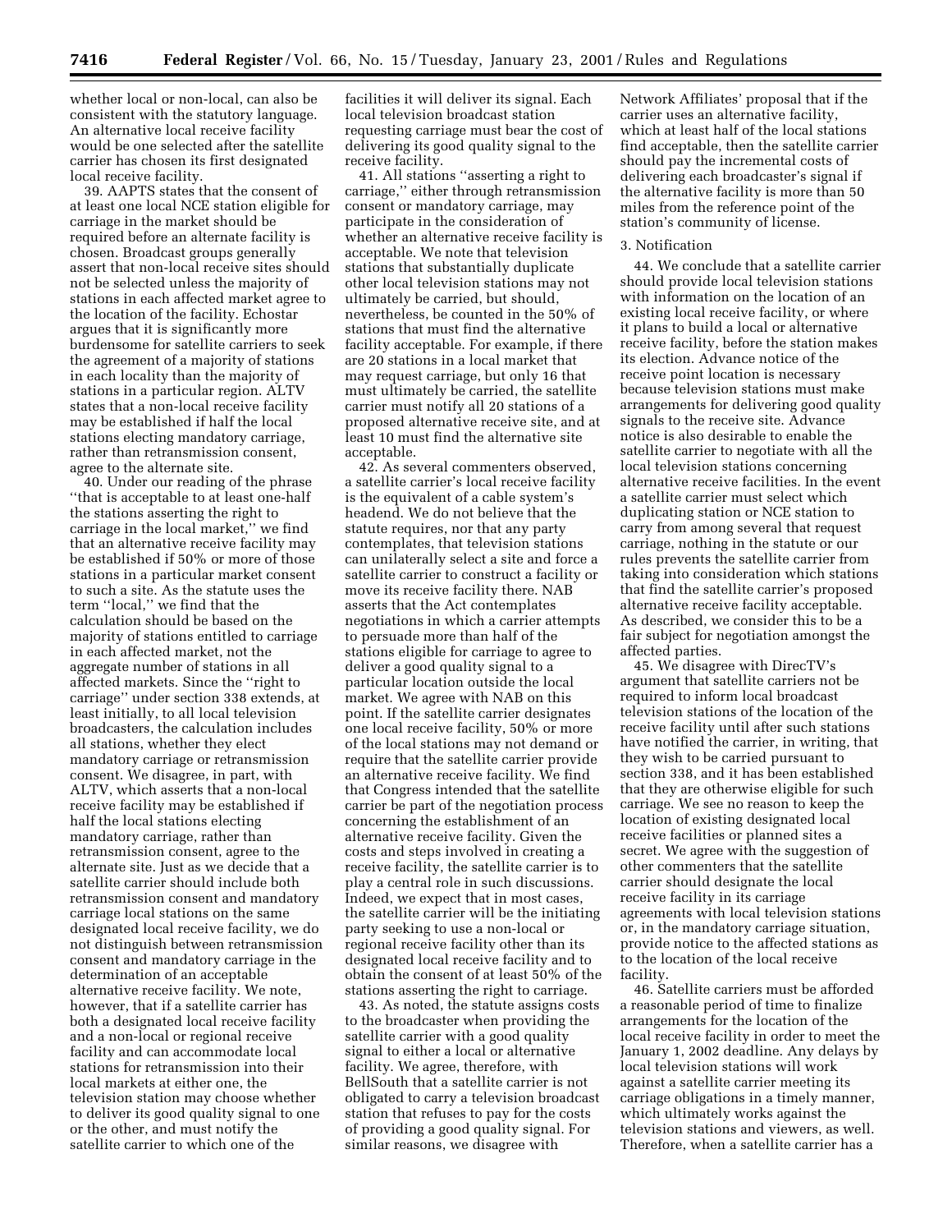whether local or non-local, can also be consistent with the statutory language. An alternative local receive facility would be one selected after the satellite carrier has chosen its first designated local receive facility.

39. AAPTS states that the consent of at least one local NCE station eligible for carriage in the market should be required before an alternate facility is chosen. Broadcast groups generally assert that non-local receive sites should not be selected unless the majority of stations in each affected market agree to the location of the facility. Echostar argues that it is significantly more burdensome for satellite carriers to seek the agreement of a majority of stations in each locality than the majority of stations in a particular region. ALTV states that a non-local receive facility may be established if half the local stations electing mandatory carriage, rather than retransmission consent, agree to the alternate site.

40. Under our reading of the phrase ''that is acceptable to at least one-half the stations asserting the right to carriage in the local market,'' we find that an alternative receive facility may be established if 50% or more of those stations in a particular market consent to such a site. As the statute uses the term ''local,'' we find that the calculation should be based on the majority of stations entitled to carriage in each affected market, not the aggregate number of stations in all affected markets. Since the ''right to carriage'' under section 338 extends, at least initially, to all local television broadcasters, the calculation includes all stations, whether they elect mandatory carriage or retransmission consent. We disagree, in part, with ALTV, which asserts that a non-local receive facility may be established if half the local stations electing mandatory carriage, rather than retransmission consent, agree to the alternate site. Just as we decide that a satellite carrier should include both retransmission consent and mandatory carriage local stations on the same designated local receive facility, we do not distinguish between retransmission consent and mandatory carriage in the determination of an acceptable alternative receive facility. We note, however, that if a satellite carrier has both a designated local receive facility and a non-local or regional receive facility and can accommodate local stations for retransmission into their local markets at either one, the television station may choose whether to deliver its good quality signal to one or the other, and must notify the satellite carrier to which one of the facilities it will deliver its signal. Each local television broadcast station requesting carriage must bear the cost of delivering its good quality signal to the receive facility.

41. All stations ''asserting a right to carriage,'' either through retransmission consent or mandatory carriage, may participate in the consideration of whether an alternative receive facility is acceptable. We note that television stations that substantially duplicate other local television stations may not ultimately be carried, but should, nevertheless, be counted in the 50% of stations that must find the alternative facility acceptable. For example, if there are 20 stations in a local market that may request carriage, but only 16 that must ultimately be carried, the satellite carrier must notify all 20 stations of a proposed alternative receive site, and at least 10 must find the alternative site acceptable.

42. As several commenters observed, a satellite carrier's local receive facility is the equivalent of a cable system's headend. We do not believe that the statute requires, nor that any party contemplates, that television stations can unilaterally select a site and force a satellite carrier to construct a facility or move its receive facility there. NAB asserts that the Act contemplates negotiations in which a carrier attempts to persuade more than half of the stations eligible for carriage to agree to deliver a good quality signal to a particular location outside the local market. We agree with NAB on this point. If the satellite carrier designates one local receive facility, 50% or more of the local stations may not demand or require that the satellite carrier provide an alternative receive facility. We find that Congress intended that the satellite carrier be part of the negotiation process concerning the establishment of an alternative receive facility. Given the costs and steps involved in creating a receive facility, the satellite carrier is to play a central role in such discussions. Indeed, we expect that in most cases, the satellite carrier will be the initiating party seeking to use a non-local or regional receive facility other than its designated local receive facility and to obtain the consent of at least 50% of the stations asserting the right to carriage.

43. As noted, the statute assigns costs to the broadcaster when providing the satellite carrier with a good quality signal to either a local or alternative facility. We agree, therefore, with BellSouth that a satellite carrier is not obligated to carry a television broadcast station that refuses to pay for the costs of providing a good quality signal. For similar reasons, we disagree with Network Affiliates' proposal that if the carrier uses an alternative facility, which at least half of the local stations find acceptable, then the satellite carrier should pay the incremental costs of delivering each broadcaster's signal if the alternative facility is more than 50 miles from the reference point of the station's community of license.

3. Notification

44. We conclude that a satellite carrier should provide local television stations with information on the location of an existing local receive facility, or where it plans to build a local or alternative receive facility, before the station makes its election. Advance notice of the receive point location is necessary because television stations must make arrangements for delivering good quality signals to the receive site. Advance notice is also desirable to enable the satellite carrier to negotiate with all the local television stations concerning alternative receive facilities. In the event a satellite carrier must select which duplicating station or NCE station to carry from among several that request carriage, nothing in the statute or our rules prevents the satellite carrier from taking into consideration which stations that find the satellite carrier's proposed alternative receive facility acceptable. As described, we consider this to be a fair subject for negotiation amongst the affected parties.

45. We disagree with DirecTV's argument that satellite carriers not be required to inform local broadcast television stations of the location of the receive facility until after such stations have notified the carrier, in writing, that they wish to be carried pursuant to section 338, and it has been established that they are otherwise eligible for such carriage. We see no reason to keep the location of existing designated local receive facilities or planned sites a secret. We agree with the suggestion of other commenters that the satellite carrier should designate the local receive facility in its carriage agreements with local television stations or, in the mandatory carriage situation, provide notice to the affected stations as to the location of the local receive facility.

46. Satellite carriers must be afforded a reasonable period of time to finalize arrangements for the location of the local receive facility in order to meet the January 1, 2002 deadline. Any delays by local television stations will work against a satellite carrier meeting its carriage obligations in a timely manner, which ultimately works against the television stations and viewers, as well. Therefore, when a satellite carrier has a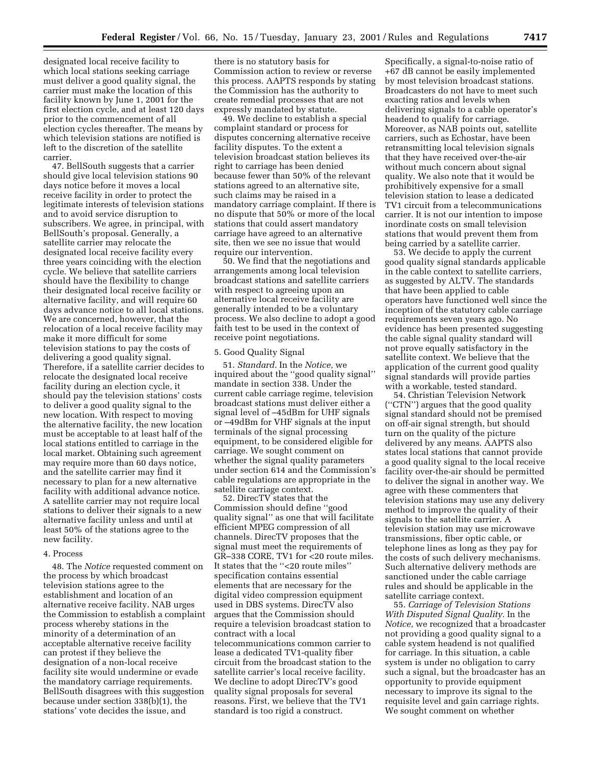designated local receive facility to which local stations seeking carriage must deliver a good quality signal, the carrier must make the location of this facility known by June 1, 2001 for the first election cycle, and at least 120 days prior to the commencement of all election cycles thereafter. The means by which television stations are notified is left to the discretion of the satellite carrier.

47. BellSouth suggests that a carrier should give local television stations 90 days notice before it moves a local receive facility in order to protect the legitimate interests of television stations and to avoid service disruption to subscribers. We agree, in principal, with BellSouth's proposal. Generally, a satellite carrier may relocate the designated local receive facility every three years coinciding with the election cycle. We believe that satellite carriers should have the flexibility to change their designated local receive facility or alternative facility, and will require 60 days advance notice to all local stations. We are concerned, however, that the relocation of a local receive facility may make it more difficult for some television stations to pay the costs of delivering a good quality signal. Therefore, if a satellite carrier decides to relocate the designated local receive facility during an election cycle, it should pay the television stations' costs to deliver a good quality signal to the new location. With respect to moving the alternative facility, the new location must be acceptable to at least half of the local stations entitled to carriage in the local market. Obtaining such agreement may require more than 60 days notice, and the satellite carrier may find it necessary to plan for a new alternative facility with additional advance notice. A satellite carrier may not require local stations to deliver their signals to a new alternative facility unless and until at least 50% of the stations agree to the new facility.

### 4. Process

48. The *Notice* requested comment on the process by which broadcast television stations agree to the establishment and location of an alternative receive facility. NAB urges the Commission to establish a complaint process whereby stations in the minority of a determination of an acceptable alternative receive facility can protest if they believe the designation of a non-local receive facility site would undermine or evade the mandatory carriage requirements. BellSouth disagrees with this suggestion because under section 338(b)(1), the stations' vote decides the issue, and there is no statutory basis for Commission action to review or reverse this process. AAPTS responds by stating the Commission has the authority to create remedial processes that are not expressly mandated by statute.

49. We decline to establish a special complaint standard or process for disputes concerning alternative receive facility disputes. To the extent a television broadcast station believes its right to carriage has been denied because fewer than 50% of the relevant stations agreed to an alternative site, such claims may be raised in a mandatory carriage complaint. If there is no dispute that 50% or more of the local stations that could assert mandatory carriage have agreed to an alternative site, then we see no issue that would require our intervention.

50. We find that the negotiations and arrangements among local television broadcast stations and satellite carriers with respect to agreeing upon an alternative local receive facility are generally intended to be a voluntary process. We also decline to adopt a good faith test to be used in the context of receive point negotiations.

### 5. Good Quality Signal

51. *Standard.* In the *Notice,* we inquired about the ''good quality signal'' mandate in section 338. Under the current cable carriage regime, television broadcast stations must deliver either a signal level of –45dBm for UHF signals or –49dBm for VHF signals at the input terminals of the signal processing equipment, to be considered eligible for carriage. We sought comment on whether the signal quality parameters under section 614 and the Commission's cable regulations are appropriate in the satellite carriage context.

52. DirecTV states that the Commission should define ''good quality signal'' as one that will facilitate efficient MPEG compression of all channels. DirecTV proposes that the signal must meet the requirements of GR–338 CORE, TV1 for <20 route miles. It states that the ''<20 route miles'' specification contains essential elements that are necessary for the digital video compression equipment used in DBS systems. DirecTV also argues that the Commission should require a television broadcast station to contract with a local telecommunications common carrier to lease a dedicated TV1-quality fiber circuit from the broadcast station to the satellite carrier's local receive facility. We decline to adopt DirecTV's good quality signal proposals for several reasons. First, we believe that the TV1 standard is too rigid a construct. Specifically, a signal-to-noise ratio of +67 dB cannot be easily implemented by most television broadcast stations. Broadcasters do not have to meet such exacting ratios and levels when delivering signals to a cable operator's headend to qualify for carriage. Moreover, as NAB points out, satellite carriers, such as Echostar, have been retransmitting local television signals that they have received over-the-air without much concern about signal quality. We also note that it would be prohibitively expensive for a small television station to lease a dedicated TV1 circuit from a telecommunications carrier. It is not our intention to impose inordinate costs on small television stations that would prevent them from being carried by a satellite carrier.

53. We decide to apply the current good quality signal standards applicable in the cable context to satellite carriers, as suggested by ALTV. The standards that have been applied to cable operators have functioned well since the inception of the statutory cable carriage requirements seven years ago. No evidence has been presented suggesting the cable signal quality standard will not prove equally satisfactory in the satellite context. We believe that the application of the current good quality signal standards will provide parties with a workable, tested standard.

54. Christian Television Network (''CTN'') argues that the good quality signal standard should not be premised on off-air signal strength, but should turn on the quality of the picture delivered by any means. AAPTS also states local stations that cannot provide a good quality signal to the local receive facility over-the-air should be permitted to deliver the signal in another way. We agree with these commenters that television stations may use any delivery method to improve the quality of their signals to the satellite carrier. A television station may use microwave transmissions, fiber optic cable, or telephone lines as long as they pay for the costs of such delivery mechanisms. Such alternative delivery methods are sanctioned under the cable carriage rules and should be applicable in the satellite carriage context.

55. *Carriage of Television Stations With Disputed Signal Quality.* In the *Notice,* we recognized that a broadcaster not providing a good quality signal to a cable system headend is not qualified for carriage. In this situation, a cable system is under no obligation to carry such a signal, but the broadcaster has an opportunity to provide equipment necessary to improve its signal to the requisite level and gain carriage rights. We sought comment on whether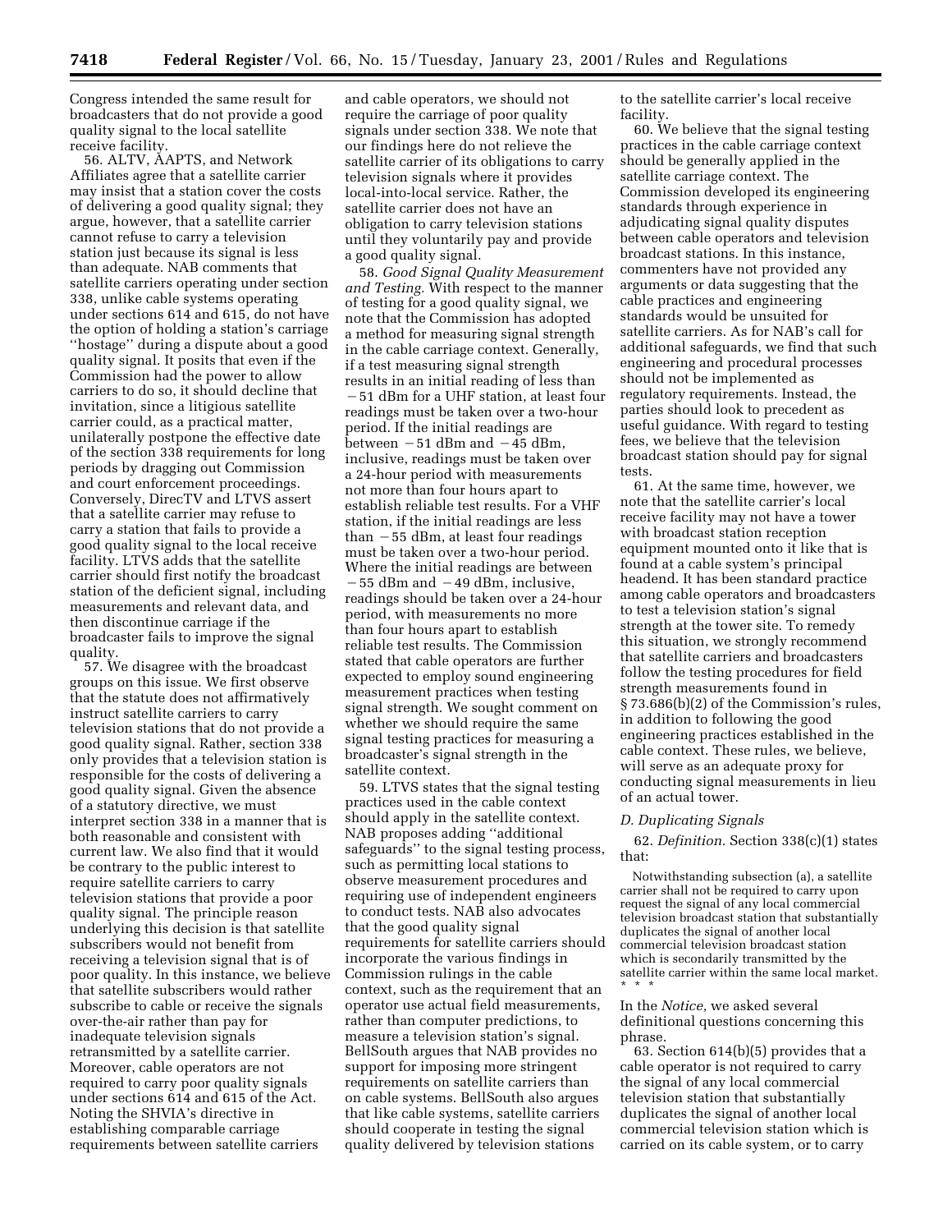Congress intended the same result for broadcasters that do not provide a good quality signal to the local satellite receive facility.

56. ALTV, AAPTS, and Network Affiliates agree that a satellite carrier may insist that a station cover the costs of delivering a good quality signal; they argue, however, that a satellite carrier cannot refuse to carry a television station just because its signal is less than adequate. NAB comments that satellite carriers operating under section 338, unlike cable systems operating under sections 614 and 615, do not have the option of holding a station's carriage ''hostage'' during a dispute about a good quality signal. It posits that even if the Commission had the power to allow carriers to do so, it should decline that invitation, since a litigious satellite carrier could, as a practical matter, unilaterally postpone the effective date of the section 338 requirements for long periods by dragging out Commission and court enforcement proceedings. Conversely, DirecTV and LTVS assert that a satellite carrier may refuse to carry a station that fails to provide a good quality signal to the local receive facility. LTVS adds that the satellite carrier should first notify the broadcast station of the deficient signal, including measurements and relevant data, and then discontinue carriage if the broadcaster fails to improve the signal quality.

57. We disagree with the broadcast groups on this issue. We first observe that the statute does not affirmatively instruct satellite carriers to carry television stations that do not provide a good quality signal. Rather, section 338 only provides that a television station is responsible for the costs of delivering a good quality signal. Given the absence of a statutory directive, we must interpret section 338 in a manner that is both reasonable and consistent with current law. We also find that it would be contrary to the public interest to require satellite carriers to carry television stations that provide a poor quality signal. The principle reason underlying this decision is that satellite subscribers would not benefit from receiving a television signal that is of poor quality. In this instance, we believe that satellite subscribers would rather subscribe to cable or receive the signals over-the-air rather than pay for inadequate television signals retransmitted by a satellite carrier. Moreover, cable operators are not required to carry poor quality signals under sections 614 and 615 of the Act. Noting the SHVIA's directive in establishing comparable carriage requirements between satellite carriers and cable operators, we should not require the carriage of poor quality signals under section 338. We note that our findings here do not relieve the satellite carrier of its obligations to carry television signals where it provides local-into-local service. Rather, the satellite carrier does not have an obligation to carry television stations until they voluntarily pay and provide a good quality signal.

58. *Good Signal Quality Measurement and Testing.* With respect to the manner of testing for a good quality signal, we note that the Commission has adopted a method for measuring signal strength in the cable carriage context. Generally, if a test measuring signal strength results in an initial reading of less than −51 dBm for a UHF station, at least four readings must be taken over a two-hour period. If the initial readings are between −51 dBm and −45 dBm, inclusive, readings must be taken over a 24-hour period with measurements not more than four hours apart to establish reliable test results. For a VHF station, if the initial readings are less than −55 dBm, at least four readings must be taken over a two-hour period. Where the initial readings are between −55 dBm and −49 dBm, inclusive, readings should be taken over a 24-hour period, with measurements no more than four hours apart to establish reliable test results. The Commission stated that cable operators are further expected to employ sound engineering measurement practices when testing signal strength. We sought comment on whether we should require the same signal testing practices for measuring a broadcaster's signal strength in the satellite context.

59. LTVS states that the signal testing practices used in the cable context should apply in the satellite context. NAB proposes adding ''additional safeguards'' to the signal testing process, such as permitting local stations to observe measurement procedures and requiring use of independent engineers to conduct tests. NAB also advocates that the good quality signal requirements for satellite carriers should incorporate the various findings in Commission rulings in the cable context, such as the requirement that an operator use actual field measurements, rather than computer predictions, to measure a television station's signal. BellSouth argues that NAB provides no support for imposing more stringent requirements on satellite carriers than on cable systems. BellSouth also argues that like cable systems, satellite carriers should cooperate in testing the signal quality delivered by television stations to the satellite carrier's local receive facility.

60. We believe that the signal testing practices in the cable carriage context should be generally applied in the satellite carriage context. The Commission developed its engineering standards through experience in adjudicating signal quality disputes between cable operators and television broadcast stations. In this instance, commenters have not provided any arguments or data suggesting that the cable practices and engineering standards would be unsuited for satellite carriers. As for NAB's call for additional safeguards, we find that such engineering and procedural processes should not be implemented as regulatory requirements. Instead, the parties should look to precedent as useful guidance. With regard to testing fees, we believe that the television broadcast station should pay for signal tests.

61. At the same time, however, we note that the satellite carrier's local receive facility may not have a tower with broadcast station reception equipment mounted onto it like that is found at a cable system's principal headend. It has been standard practice among cable operators and broadcasters to test a television station's signal strength at the tower site. To remedy this situation, we strongly recommend that satellite carriers and broadcasters follow the testing procedures for field strength measurements found in § 73.686(b)(2) of the Commission's rules, in addition to following the good engineering practices established in the cable context. These rules, we believe, will serve as an adequate proxy for conducting signal measurements in lieu of an actual tower.

### *D. Duplicating Signals*

62. *Definition.* Section 338(c)(1) states that:

> Notwithstanding subsection (a), a satellite carrier shall not be required to carry upon request the signal of any local commercial television broadcast station that substantially duplicates the signal of another local commercial television broadcast station which is secondarily transmitted by the satellite carrier within the same local market. * * *

In the *Notice,* we asked several definitional questions concerning this phrase.

63. Section 614(b)(5) provides that a cable operator is not required to carry the signal of any local commercial television station that substantially duplicates the signal of another local commercial television station which is carried on its cable system, or to carry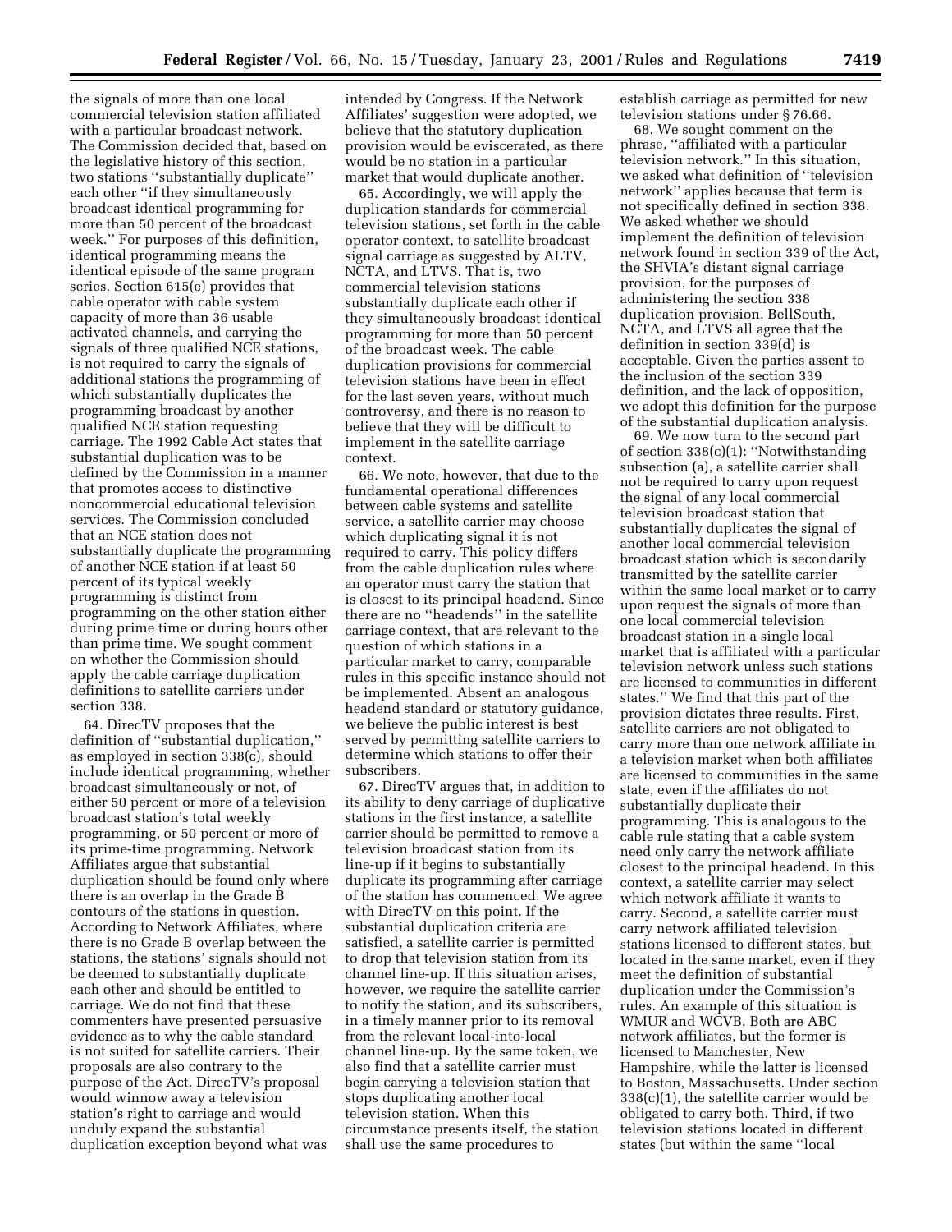the signals of more than one local commercial television station affiliated with a particular broadcast network. The Commission decided that, based on the legislative history of this section, two stations ''substantially duplicate'' each other ''if they simultaneously broadcast identical programming for more than 50 percent of the broadcast week.'' For purposes of this definition, identical programming means the identical episode of the same program series. Section 615(e) provides that cable operator with cable system capacity of more than 36 usable activated channels, and carrying the signals of three qualified NCE stations, is not required to carry the signals of additional stations the programming of which substantially duplicates the programming broadcast by another qualified NCE station requesting carriage. The 1992 Cable Act states that substantial duplication was to be defined by the Commission in a manner that promotes access to distinctive noncommercial educational television services. The Commission concluded that an NCE station does not substantially duplicate the programming of another NCE station if at least 50 percent of its typical weekly programming is distinct from programming on the other station either during prime time or during hours other than prime time. We sought comment on whether the Commission should apply the cable carriage duplication definitions to satellite carriers under section 338.

64. DirecTV proposes that the definition of ''substantial duplication,'' as employed in section 338(c), should include identical programming, whether broadcast simultaneously or not, of either 50 percent or more of a television broadcast station's total weekly programming, or 50 percent or more of its prime-time programming. Network Affiliates argue that substantial duplication should be found only where there is an overlap in the Grade B contours of the stations in question. According to Network Affiliates, where there is no Grade B overlap between the stations, the stations' signals should not be deemed to substantially duplicate each other and should be entitled to carriage. We do not find that these commenters have presented persuasive evidence as to why the cable standard is not suited for satellite carriers. Their proposals are also contrary to the purpose of the Act. DirecTV's proposal would winnow away a television station's right to carriage and would unduly expand the substantial duplication exception beyond what was intended by Congress. If the Network Affiliates' suggestion were adopted, we believe that the statutory duplication provision would be eviscerated, as there would be no station in a particular market that would duplicate another.

65. Accordingly, we will apply the duplication standards for commercial television stations, set forth in the cable operator context, to satellite broadcast signal carriage as suggested by ALTV, NCTA, and LTVS. That is, two commercial television stations substantially duplicate each other if they simultaneously broadcast identical programming for more than 50 percent of the broadcast week. The cable duplication provisions for commercial television stations have been in effect for the last seven years, without much controversy, and there is no reason to believe that they will be difficult to implement in the satellite carriage context.

66. We note, however, that due to the fundamental operational differences between cable systems and satellite service, a satellite carrier may choose which duplicating signal it is not required to carry. This policy differs from the cable duplication rules where an operator must carry the station that is closest to its principal headend. Since there are no ''headends'' in the satellite carriage context, that are relevant to the question of which stations in a particular market to carry, comparable rules in this specific instance should not be implemented. Absent an analogous headend standard or statutory guidance, we believe the public interest is best served by permitting satellite carriers to determine which stations to offer their subscribers.

67. DirecTV argues that, in addition to its ability to deny carriage of duplicative stations in the first instance, a satellite carrier should be permitted to remove a television broadcast station from its line-up if it begins to substantially duplicate its programming after carriage of the station has commenced. We agree with DirecTV on this point. If the substantial duplication criteria are satisfied, a satellite carrier is permitted to drop that television station from its channel line-up. If this situation arises, however, we require the satellite carrier to notify the station, and its subscribers, in a timely manner prior to its removal from the relevant local-into-local channel line-up. By the same token, we also find that a satellite carrier must begin carrying a television station that stops duplicating another local television station. When this circumstance presents itself, the station shall use the same procedures to establish carriage as permitted for new television stations under § 76.66.

68. We sought comment on the phrase, ''affiliated with a particular television network.'' In this situation, we asked what definition of ''television network'' applies because that term is not specifically defined in section 338. We asked whether we should implement the definition of television network found in section 339 of the Act, the SHVIA's distant signal carriage provision, for the purposes of administering the section 338 duplication provision. BellSouth, NCTA, and LTVS all agree that the definition in section 339(d) is acceptable. Given the parties assent to the inclusion of the section 339 definition, and the lack of opposition, we adopt this definition for the purpose of the substantial duplication analysis.

69. We now turn to the second part of section 338(c)(1): ''Notwithstanding subsection (a), a satellite carrier shall not be required to carry upon request the signal of any local commercial television broadcast station that substantially duplicates the signal of another local commercial television broadcast station which is secondarily transmitted by the satellite carrier within the same local market or to carry upon request the signals of more than one local commercial television broadcast station in a single local market that is affiliated with a particular television network unless such stations are licensed to communities in different states.'' We find that this part of the provision dictates three results. First, satellite carriers are not obligated to carry more than one network affiliate in a television market when both affiliates are licensed to communities in the same state, even if the affiliates do not substantially duplicate their programming. This is analogous to the cable rule stating that a cable system need only carry the network affiliate closest to the principal headend. In this context, a satellite carrier may select which network affiliate it wants to carry. Second, a satellite carrier must carry network affiliated television stations licensed to different states, but located in the same market, even if they meet the definition of substantial duplication under the Commission's rules. An example of this situation is WMUR and WCVB. Both are ABC network affiliates, but the former is licensed to Manchester, New Hampshire, while the latter is licensed to Boston, Massachusetts. Under section 338(c)(1), the satellite carrier would be obligated to carry both. Third, if two television stations located in different states (but within the same ''local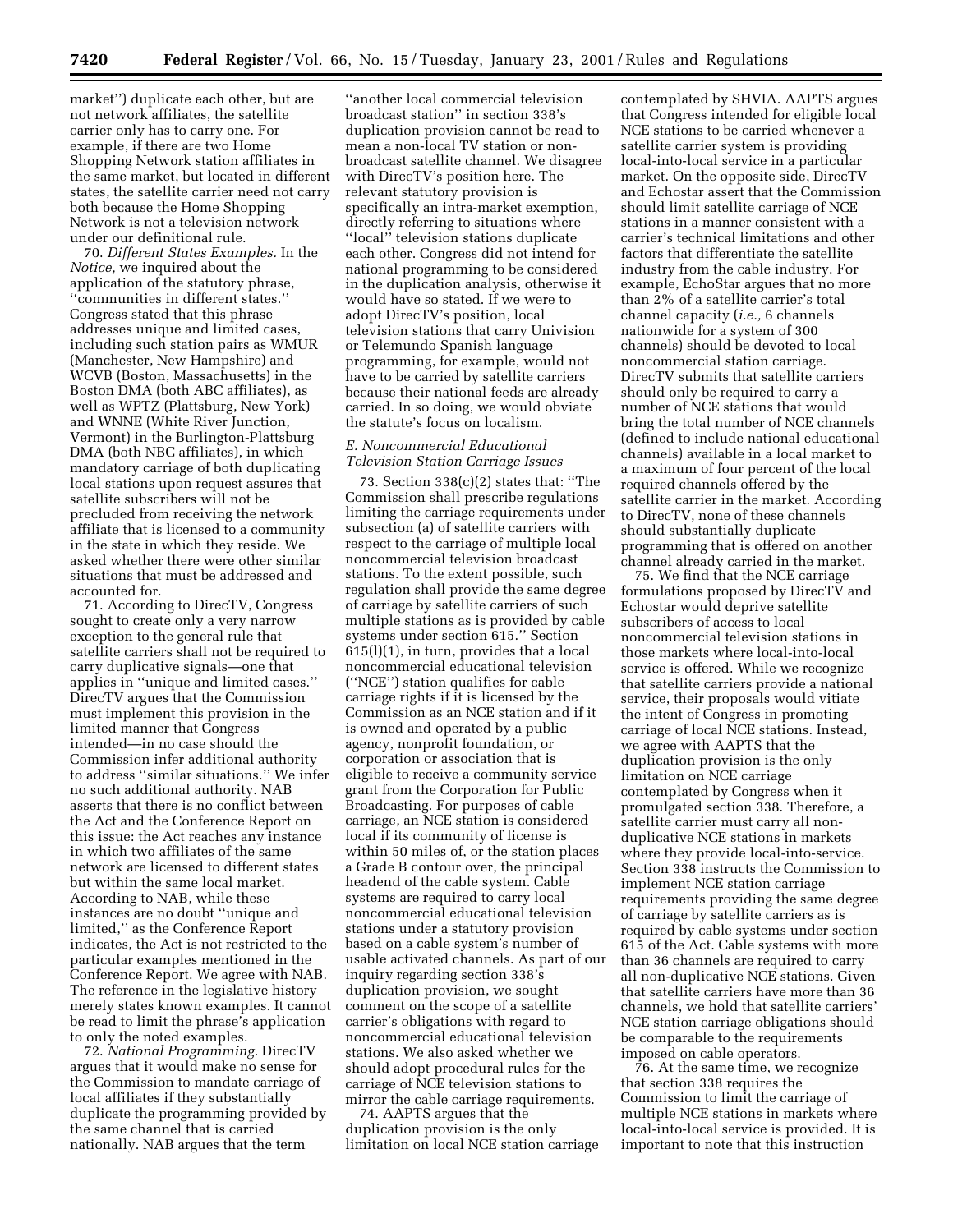market'') duplicate each other, but are not network affiliates, the satellite carrier only has to carry one. For example, if there are two Home Shopping Network station affiliates in the same market, but located in different states, the satellite carrier need not carry both because the Home Shopping Network is not a television network under our definitional rule.

70. *Different States Examples.* In the *Notice,* we inquired about the application of the statutory phrase, ''communities in different states.'' Congress stated that this phrase addresses unique and limited cases, including such station pairs as WMUR (Manchester, New Hampshire) and WCVB (Boston, Massachusetts) in the Boston DMA (both ABC affiliates), as well as WPTZ (Plattsburg, New York) and WNNE (White River Junction, Vermont) in the Burlington-Plattsburg DMA (both NBC affiliates), in which mandatory carriage of both duplicating local stations upon request assures that satellite subscribers will not be precluded from receiving the network affiliate that is licensed to a community in the state in which they reside. We asked whether there were other similar situations that must be addressed and accounted for.

71. According to DirecTV, Congress sought to create only a very narrow exception to the general rule that satellite carriers shall not be required to carry duplicative signals—one that applies in ''unique and limited cases.'' DirecTV argues that the Commission must implement this provision in the limited manner that Congress intended—in no case should the Commission infer additional authority to address ''similar situations.'' We infer no such additional authority. NAB asserts that there is no conflict between the Act and the Conference Report on this issue: the Act reaches any instance in which two affiliates of the same network are licensed to different states but within the same local market. According to NAB, while these instances are no doubt ''unique and limited,'' as the Conference Report indicates, the Act is not restricted to the particular examples mentioned in the Conference Report. We agree with NAB. The reference in the legislative history merely states known examples. It cannot be read to limit the phrase's application to only the noted examples.

72. *National Programming.* DirecTV argues that it would make no sense for the Commission to mandate carriage of local affiliates if they substantially duplicate the programming provided by the same channel that is carried nationally. NAB argues that the term ''another local commercial television broadcast station'' in section 338's duplication provision cannot be read to mean a non-local TV station or non-broadcast satellite channel. We disagree with DirecTV's position here. The relevant statutory provision is specifically an intra-market exemption, directly referring to situations where ''local'' television stations duplicate each other. Congress did not intend for national programming to be considered in the duplication analysis, otherwise it would have so stated. If we were to adopt DirecTV's position, local television stations that carry Univision or Telemundo Spanish language programming, for example, would not have to be carried by satellite carriers because their national feeds are already carried. In so doing, we would obviate the statute's focus on localism.

### *E. Noncommercial Educational Television Station Carriage Issues*

73. Section 338(c)(2) states that: ''The Commission shall prescribe regulations limiting the carriage requirements under subsection (a) of satellite carriers with respect to the carriage of multiple local noncommercial television broadcast stations. To the extent possible, such regulation shall provide the same degree of carriage by satellite carriers of such multiple stations as is provided by cable systems under section 615.'' Section 615(l)(1), in turn, provides that a local noncommercial educational television (''NCE'') station qualifies for cable carriage rights if it is licensed by the Commission as an NCE station and if it is owned and operated by a public agency, nonprofit foundation, or corporation or association that is eligible to receive a community service grant from the Corporation for Public Broadcasting. For purposes of cable carriage, an NCE station is considered local if its community of license is within 50 miles of, or the station places a Grade B contour over, the principal headend of the cable system. Cable systems are required to carry local noncommercial educational television stations under a statutory provision based on a cable system's number of usable activated channels. As part of our inquiry regarding section 338's duplication provision, we sought comment on the scope of a satellite carrier's obligations with regard to noncommercial educational television stations. We also asked whether we should adopt procedural rules for the carriage of NCE television stations to mirror the cable carriage requirements.

74. AAPTS argues that the duplication provision is the only limitation on local NCE station carriage contemplated by SHVIA. AAPTS argues that Congress intended for eligible local NCE stations to be carried whenever a satellite carrier system is providing local-into-local service in a particular market. On the opposite side, DirecTV and Echostar assert that the Commission should limit satellite carriage of NCE stations in a manner consistent with a carrier's technical limitations and other factors that differentiate the satellite industry from the cable industry. For example, EchoStar argues that no more than 2% of a satellite carrier's total channel capacity (*i.e.,* 6 channels nationwide for a system of 300 channels) should be devoted to local noncommercial station carriage. DirecTV submits that satellite carriers should only be required to carry a number of NCE stations that would bring the total number of NCE channels (defined to include national educational channels) available in a local market to a maximum of four percent of the local required channels offered by the satellite carrier in the market. According to DirecTV, none of these channels should substantially duplicate programming that is offered on another channel already carried in the market.

75. We find that the NCE carriage formulations proposed by DirecTV and Echostar would deprive satellite subscribers of access to local noncommercial television stations in those markets where local-into-local service is offered. While we recognize that satellite carriers provide a national service, their proposals would vitiate the intent of Congress in promoting carriage of local NCE stations. Instead, we agree with AAPTS that the duplication provision is the only limitation on NCE carriage contemplated by Congress when it promulgated section 338. Therefore, a satellite carrier must carry all non-duplicative NCE stations in markets where they provide local-into-service. Section 338 instructs the Commission to implement NCE station carriage requirements providing the same degree of carriage by satellite carriers as is required by cable systems under section 615 of the Act. Cable systems with more than 36 channels are required to carry all non-duplicative NCE stations. Given that satellite carriers have more than 36 channels, we hold that satellite carriers' NCE station carriage obligations should be comparable to the requirements imposed on cable operators.

76. At the same time, we recognize that section 338 requires the Commission to limit the carriage of multiple NCE stations in markets where local-into-local service is provided. It is important to note that this instruction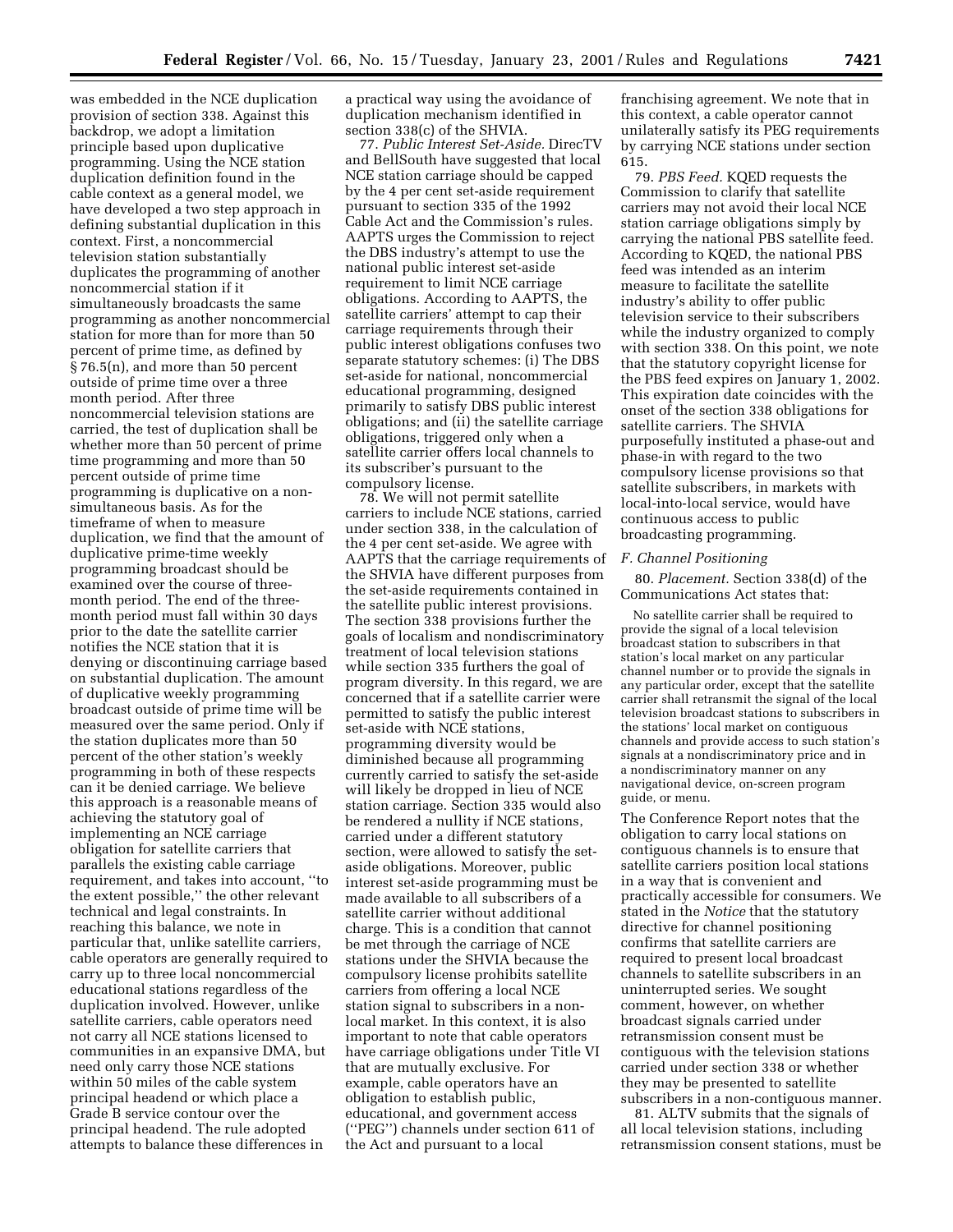was embedded in the NCE duplication provision of section 338. Against this backdrop, we adopt a limitation principle based upon duplicative programming. Using the NCE station duplication definition found in the cable context as a general model, we have developed a two step approach in defining substantial duplication in this context. First, a noncommercial television station substantially duplicates the programming of another noncommercial station if it simultaneously broadcasts the same programming as another noncommercial station for more than for more than 50 percent of prime time, as defined by § 76.5(n), and more than 50 percent outside of prime time over a three month period. After three noncommercial television stations are carried, the test of duplication shall be whether more than 50 percent of prime time programming and more than 50 percent outside of prime time programming is duplicative on a non-simultaneous basis. As for the timeframe of when to measure duplication, we find that the amount of duplicative prime-time weekly programming broadcast should be examined over the course of three-month period. The end of the three-month period must fall within 30 days prior to the date the satellite carrier notifies the NCE station that it is denying or discontinuing carriage based on substantial duplication. The amount of duplicative weekly programming broadcast outside of prime time will be measured over the same period. Only if the station duplicates more than 50 percent of the other station's weekly programming in both of these respects can it be denied carriage. We believe this approach is a reasonable means of achieving the statutory goal of implementing an NCE carriage obligation for satellite carriers that parallels the existing cable carriage requirement, and takes into account, ''to the extent possible,'' the other relevant technical and legal constraints. In reaching this balance, we note in particular that, unlike satellite carriers, cable operators are generally required to carry up to three local noncommercial educational stations regardless of the duplication involved. However, unlike satellite carriers, cable operators need not carry all NCE stations licensed to communities in an expansive DMA, but need only carry those NCE stations within 50 miles of the cable system principal headend or which place a Grade B service contour over the principal headend. The rule adopted attempts to balance these differences in a practical way using the avoidance of duplication mechanism identified in section 338(c) of the SHVIA.

77. *Public Interest Set-Aside.* DirecTV and BellSouth have suggested that local NCE station carriage should be capped by the 4 per cent set-aside requirement pursuant to section 335 of the 1992 Cable Act and the Commission's rules. AAPTS urges the Commission to reject the DBS industry's attempt to use the national public interest set-aside requirement to limit NCE carriage obligations. According to AAPTS, the satellite carriers' attempt to cap their carriage requirements through their public interest obligations confuses two separate statutory schemes: (i) The DBS set-aside for national, noncommercial educational programming, designed primarily to satisfy DBS public interest obligations; and (ii) the satellite carriage obligations, triggered only when a satellite carrier offers local channels to its subscriber's pursuant to the compulsory license.

78. We will not permit satellite carriers to include NCE stations, carried under section 338, in the calculation of the 4 per cent set-aside. We agree with AAPTS that the carriage requirements of the SHVIA have different purposes from the set-aside requirements contained in the satellite public interest provisions. The section 338 provisions further the goals of localism and nondiscriminatory treatment of local television stations while section 335 furthers the goal of program diversity. In this regard, we are concerned that if a satellite carrier were permitted to satisfy the public interest set-aside with NCE stations, programming diversity would be diminished because all programming currently carried to satisfy the set-aside will likely be dropped in lieu of NCE station carriage. Section 335 would also be rendered a nullity if NCE stations, carried under a different statutory section, were allowed to satisfy the set-aside obligations. Moreover, public interest set-aside programming must be made available to all subscribers of a satellite carrier without additional charge. This is a condition that cannot be met through the carriage of NCE stations under the SHVIA because the compulsory license prohibits satellite carriers from offering a local NCE station signal to subscribers in a non-local market. In this context, it is also important to note that cable operators have carriage obligations under Title VI that are mutually exclusive. For example, cable operators have an obligation to establish public, educational, and government access (''PEG'') channels under section 611 of the Act and pursuant to a local franchising agreement. We note that in this context, a cable operator cannot unilaterally satisfy its PEG requirements by carrying NCE stations under section 615.

79. *PBS Feed.* KQED requests the Commission to clarify that satellite carriers may not avoid their local NCE station carriage obligations simply by carrying the national PBS satellite feed. According to KQED, the national PBS feed was intended as an interim measure to facilitate the satellite industry's ability to offer public television service to their subscribers while the industry organized to comply with section 338. On this point, we note that the statutory copyright license for the PBS feed expires on January 1, 2002. This expiration date coincides with the onset of the section 338 obligations for satellite carriers. The SHVIA purposefully instituted a phase-out and phase-in with regard to the two compulsory license provisions so that satellite subscribers, in markets with local-into-local service, would have continuous access to public broadcasting programming.

### *F. Channel Positioning*

80. *Placement.* Section 338(d) of the Communications Act states that:

> No satellite carrier shall be required to provide the signal of a local television broadcast station to subscribers in that station's local market on any particular channel number or to provide the signals in any particular order, except that the satellite carrier shall retransmit the signal of the local television broadcast stations to subscribers in the stations' local market on contiguous channels and provide access to such station's signals at a nondiscriminatory price and in a nondiscriminatory manner on any navigational device, on-screen program guide, or menu.

The Conference Report notes that the obligation to carry local stations on contiguous channels is to ensure that satellite carriers position local stations in a way that is convenient and practically accessible for consumers. We stated in the *Notice* that the statutory directive for channel positioning confirms that satellite carriers are required to present local broadcast channels to satellite subscribers in an uninterrupted series. We sought comment, however, on whether broadcast signals carried under retransmission consent must be contiguous with the television stations carried under section 338 or whether they may be presented to satellite subscribers in a non-contiguous manner.

81. ALTV submits that the signals of all local television stations, including retransmission consent stations, must be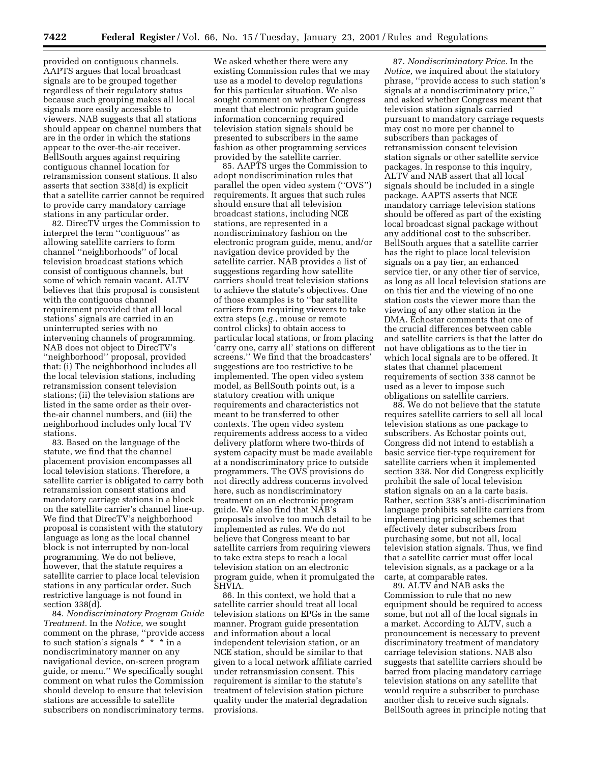provided on contiguous channels. AAPTS argues that local broadcast signals are to be grouped together regardless of their regulatory status because such grouping makes all local signals more easily accessible to viewers. NAB suggests that all stations should appear on channel numbers that are in the order in which the stations appear to the over-the-air receiver. BellSouth argues against requiring contiguous channel location for retransmission consent stations. It also asserts that section 338(d) is explicit that a satellite carrier cannot be required to provide carry mandatory carriage stations in any particular order.

82. DirecTV urges the Commission to interpret the term ''contiguous'' as allowing satellite carriers to form channel ''neighborhoods'' of local television broadcast stations which consist of contiguous channels, but some of which remain vacant. ALTV believes that this proposal is consistent with the contiguous channel requirement provided that all local stations' signals are carried in an uninterrupted series with no intervening channels of programming. NAB does not object to DirecTV's ''neighborhood'' proposal, provided that: (i) The neighborhood includes all the local television stations, including retransmission consent television stations; (ii) the television stations are listed in the same order as their over-the-air channel numbers, and (iii) the neighborhood includes only local TV stations.

83. Based on the language of the statute, we find that the channel placement provision encompasses all local television stations. Therefore, a satellite carrier is obligated to carry both retransmission consent stations and mandatory carriage stations in a block on the satellite carrier's channel line-up. We find that DirecTV's neighborhood proposal is consistent with the statutory language as long as the local channel block is not interrupted by non-local programming. We do not believe, however, that the statute requires a satellite carrier to place local television stations in any particular order. Such restrictive language is not found in section 338(d).

84. *Nondiscriminatory Program Guide Treatment.* In the *Notice*, we sought comment on the phrase, ''provide access to such station's signals * * * in a nondiscriminatory manner on any navigational device, on-screen program guide, or menu.'' We specifically sought comment on what rules the Commission should develop to ensure that television stations are accessible to satellite subscribers on nondiscriminatory terms. We asked whether there were any existing Commission rules that we may use as a model to develop regulations for this particular situation. We also sought comment on whether Congress meant that electronic program guide information concerning required television station signals should be presented to subscribers in the same fashion as other programming services provided by the satellite carrier.

85. AAPTS urges the Commission to adopt nondiscrimination rules that parallel the open video system (''OVS'') requirements. It argues that such rules should ensure that all television broadcast stations, including NCE stations, are represented in a nondiscriminatory fashion on the electronic program guide, menu, and/or navigation device provided by the satellite carrier. NAB provides a list of suggestions regarding how satellite carriers should treat television stations to achieve the statute's objectives. One of those examples is to ''bar satellite carriers from requiring viewers to take extra steps (*e.g.*, mouse or remote control clicks) to obtain access to particular local stations, or from placing 'carry one, carry all' stations on different screens.'' We find that the broadcasters' suggestions are too restrictive to be implemented. The open video system model, as BellSouth points out, is a statutory creation with unique requirements and characteristics not meant to be transferred to other contexts. The open video system requirements address access to a video delivery platform where two-thirds of system capacity must be made available at a nondiscriminatory price to outside programmers. The OVS provisions do not directly address concerns involved here, such as nondiscriminatory treatment on an electronic program guide. We also find that NAB's proposals involve too much detail to be implemented as rules. We do not believe that Congress meant to bar satellite carriers from requiring viewers to take extra steps to reach a local television station on an electronic program guide, when it promulgated the SHVIA.

86. In this context, we hold that a satellite carrier should treat all local television stations on EPGs in the same manner. Program guide presentation and information about a local independent television station, or an NCE station, should be similar to that given to a local network affiliate carried under retransmission consent. This requirement is similar to the statute's treatment of television station picture quality under the material degradation provisions.

87. *Nondiscriminatory Price.* In the *Notice,* we inquired about the statutory phrase, ''provide access to such station's signals at a nondiscriminatory price,'' and asked whether Congress meant that television station signals carried pursuant to mandatory carriage requests may cost no more per channel to subscribers than packages of retransmission consent television station signals or other satellite service packages. In response to this inquiry, ALTV and NAB assert that all local signals should be included in a single package. AAPTS asserts that NCE mandatory carriage television stations should be offered as part of the existing local broadcast signal package without any additional cost to the subscriber. BellSouth argues that a satellite carrier has the right to place local television signals on a pay tier, an enhanced service tier, or any other tier of service, as long as all local television stations are on this tier and the viewing of no one station costs the viewer more than the viewing of any other station in the DMA. Echostar comments that one of the crucial differences between cable and satellite carriers is that the latter do not have obligations as to the tier in which local signals are to be offered. It states that channel placement requirements of section 338 cannot be used as a lever to impose such obligations on satellite carriers.

88. We do not believe that the statute requires satellite carriers to sell all local television stations as one package to subscribers. As Echostar points out, Congress did not intend to establish a basic service tier-type requirement for satellite carriers when it implemented section 338. Nor did Congress explicitly prohibit the sale of local television station signals on an a la carte basis. Rather, section 338's anti-discrimination language prohibits satellite carriers from implementing pricing schemes that effectively deter subscribers from purchasing some, but not all, local television station signals. Thus, we find that a satellite carrier must offer local television signals, as a package or a la carte, at comparable rates.

89. ALTV and NAB asks the Commission to rule that no new equipment should be required to access some, but not all of the local signals in a market. According to ALTV, such a pronouncement is necessary to prevent discriminatory treatment of mandatory carriage television stations. NAB also suggests that satellite carriers should be barred from placing mandatory carriage television stations on any satellite that would require a subscriber to purchase another dish to receive such signals. BellSouth agrees in principle noting that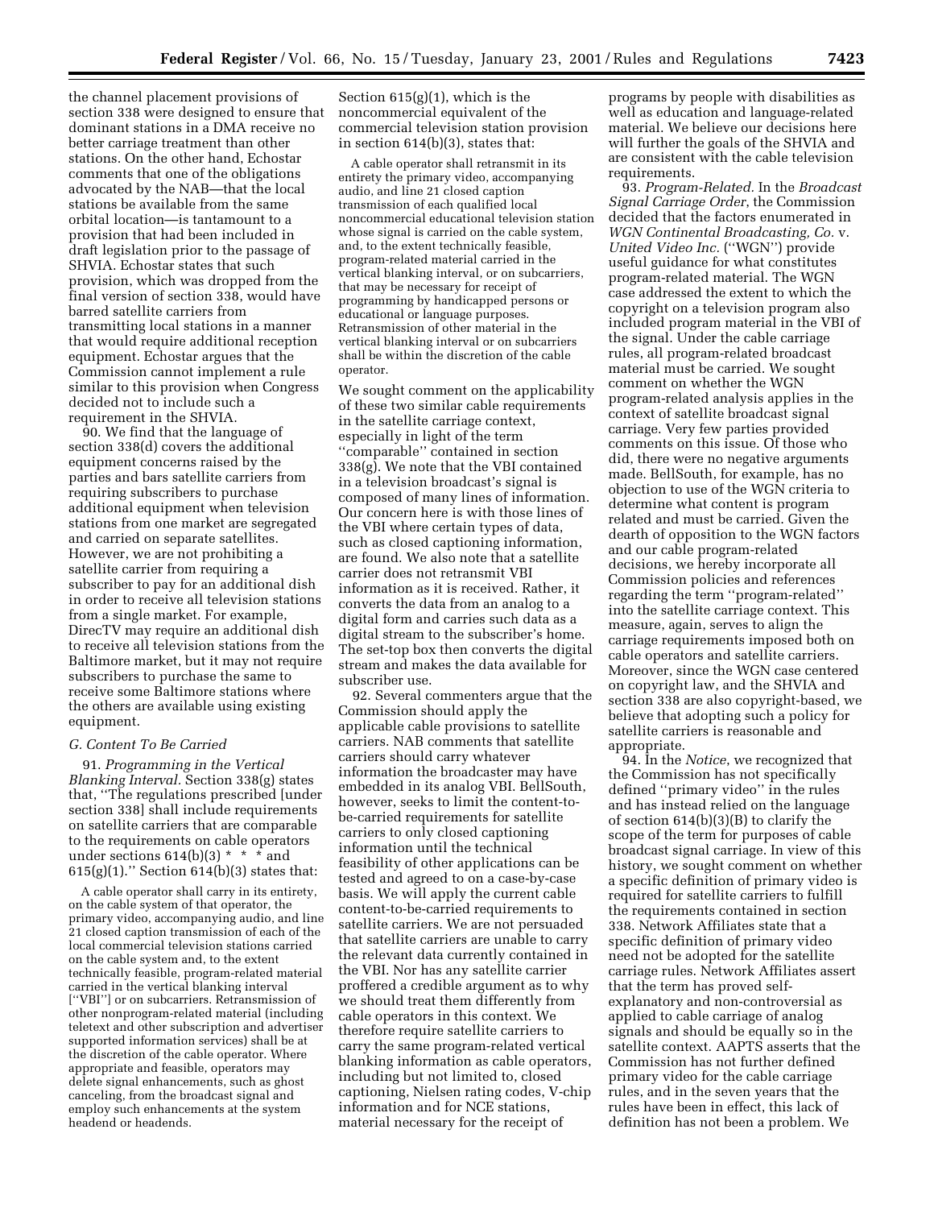the channel placement provisions of section 338 were designed to ensure that dominant stations in a DMA receive no better carriage treatment than other stations. On the other hand, Echostar comments that one of the obligations advocated by the NAB—that the local stations be available from the same orbital location—is tantamount to a provision that had been included in draft legislation prior to the passage of SHVIA. Echostar states that such provision, which was dropped from the final version of section 338, would have barred satellite carriers from transmitting local stations in a manner that would require additional reception equipment. Echostar argues that the Commission cannot implement a rule similar to this provision when Congress decided not to include such a requirement in the SHVIA.

90. We find that the language of section 338(d) covers the additional equipment concerns raised by the parties and bars satellite carriers from requiring subscribers to purchase additional equipment when television stations from one market are segregated and carried on separate satellites. However, we are not prohibiting a satellite carrier from requiring a subscriber to pay for an additional dish in order to receive all television stations from a single market. For example, DirecTV may require an additional dish to receive all television stations from the Baltimore market, but it may not require subscribers to purchase the same to receive some Baltimore stations where the others are available using existing equipment.

### G. Content To Be Carried

91. *Programming in the Vertical Blanking Interval.* Section 338(g) states that, ''The regulations prescribed [under section 338] shall include requirements on satellite carriers that are comparable to the requirements on cable operators under sections 614(b)(3) * * * and 615(g)(1).'' Section 614(b)(3) states that:

> A cable operator shall carry in its entirety, on the cable system of that operator, the primary video, accompanying audio, and line 21 closed caption transmission of each of the local commercial television stations carried on the cable system and, to the extent technically feasible, program-related material carried in the vertical blanking interval [''VBI''] or on subcarriers. Retransmission of other nonprogram-related material (including teletext and other subscription and advertiser supported information services) shall be at the discretion of the cable operator. Where appropriate and feasible, operators may delete signal enhancements, such as ghost canceling, from the broadcast signal and employ such enhancements at the system headend or headends.

Section 615(g)(1), which is the noncommercial equivalent of the commercial television station provision in section 614(b)(3), states that:

> A cable operator shall retransmit in its entirety the primary video, accompanying audio, and line 21 closed caption transmission of each qualified local noncommercial educational television station whose signal is carried on the cable system, and, to the extent technically feasible, program-related material carried in the vertical blanking interval, or on subcarriers, that may be necessary for receipt of programming by handicapped persons or educational or language purposes. Retransmission of other material in the vertical blanking interval or on subcarriers shall be within the discretion of the cable operator.

We sought comment on the applicability of these two similar cable requirements in the satellite carriage context, especially in light of the term ''comparable'' contained in section 338(g). We note that the VBI contained in a television broadcast's signal is composed of many lines of information. Our concern here is with those lines of the VBI where certain types of data, such as closed captioning information, are found. We also note that a satellite carrier does not retransmit VBI information as it is received. Rather, it converts the data from an analog to a digital form and carries such data as a digital stream to the subscriber's home. The set-top box then converts the digital stream and makes the data available for subscriber use.

92. Several commenters argue that the Commission should apply the applicable cable provisions to satellite carriers. NAB comments that satellite carriers should carry whatever information the broadcaster may have embedded in its analog VBI. BellSouth, however, seeks to limit the content-to-be-carried requirements for satellite carriers to only closed captioning information until the technical feasibility of other applications can be tested and agreed to on a case-by-case basis. We will apply the current cable content-to-be-carried requirements to satellite carriers. We are not persuaded that satellite carriers are unable to carry the relevant data currently contained in the VBI. Nor has any satellite carrier proffered a credible argument as to why we should treat them differently from cable operators in this context. We therefore require satellite carriers to carry the same program-related vertical blanking information as cable operators, including but not limited to, closed captioning, Nielsen rating codes, V-chip information and for NCE stations, material necessary for the receipt of programs by people with disabilities as well as education and language-related material. We believe our decisions here will further the goals of the SHVIA and are consistent with the cable television requirements.

93. *Program-Related.* In the *Broadcast Signal Carriage Order*, the Commission decided that the factors enumerated in *WGN Continental Broadcasting, Co.* v. *United Video Inc.* (''WGN'') provide useful guidance for what constitutes program-related material. The WGN case addressed the extent to which the copyright on a television program also included program material in the VBI of the signal. Under the cable carriage rules, all program-related broadcast material must be carried. We sought comment on whether the WGN program-related analysis applies in the context of satellite broadcast signal carriage. Very few parties provided comments on this issue. Of those who did, there were no negative arguments made. BellSouth, for example, has no objection to use of the WGN criteria to determine what content is program related and must be carried. Given the dearth of opposition to the WGN factors and our cable program-related decisions, we hereby incorporate all Commission policies and references regarding the term ''program-related'' into the satellite carriage context. This measure, again, serves to align the carriage requirements imposed both on cable operators and satellite carriers. Moreover, since the WGN case centered on copyright law, and the SHVIA and section 338 are also copyright-based, we believe that adopting such a policy for satellite carriers is reasonable and appropriate.

94. In the *Notice*, we recognized that the Commission has not specifically defined ''primary video'' in the rules and has instead relied on the language of section 614(b)(3)(B) to clarify the scope of the term for purposes of cable broadcast signal carriage. In view of this history, we sought comment on whether a specific definition of primary video is required for satellite carriers to fulfill the requirements contained in section 338. Network Affiliates state that a specific definition of primary video need not be adopted for the satellite carriage rules. Network Affiliates assert that the term has proved self-explanatory and non-controversial as applied to cable carriage of analog signals and should be equally so in the satellite context. AAPTS asserts that the Commission has not further defined primary video for the cable carriage rules, and in the seven years that the rules have been in effect, this lack of definition has not been a problem. We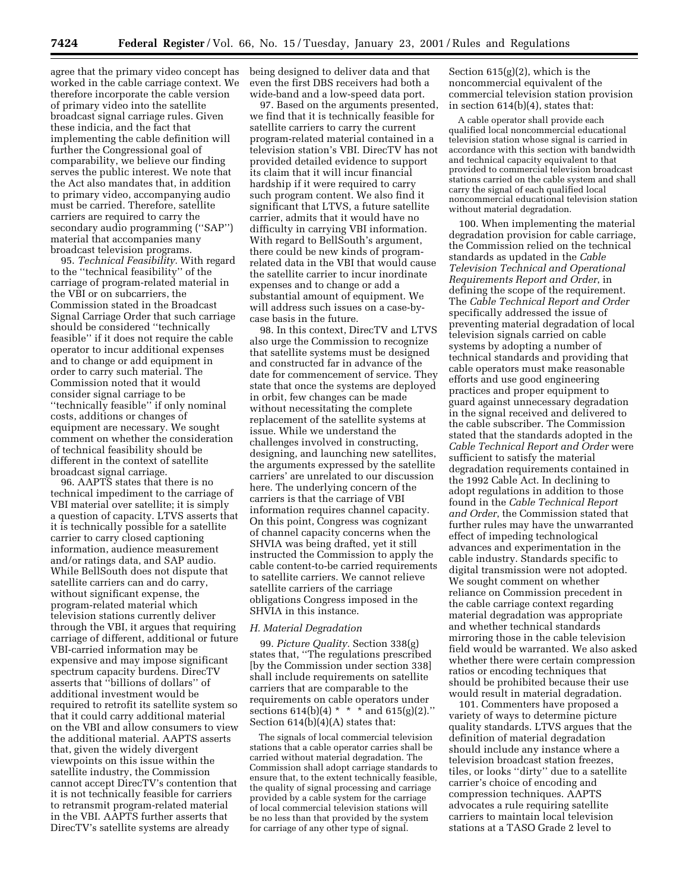agree that the primary video concept has worked in the cable carriage context. We therefore incorporate the cable version of primary video into the satellite broadcast signal carriage rules. Given these indicia, and the fact that implementing the cable definition will further the Congressional goal of comparability, we believe our finding serves the public interest. We note that the Act also mandates that, in addition to primary video, accompanying audio must be carried. Therefore, satellite carriers are required to carry the secondary audio programming (''SAP'') material that accompanies many broadcast television programs.

95. *Technical Feasibility.* With regard to the ''technical feasibility'' of the carriage of program-related material in the VBI or on subcarriers, the Commission stated in the Broadcast Signal Carriage Order that such carriage should be considered ''technically feasible'' if it does not require the cable operator to incur additional expenses and to change or add equipment in order to carry such material. The Commission noted that it would consider signal carriage to be ''technically feasible'' if only nominal costs, additions or changes of equipment are necessary. We sought comment on whether the consideration of technical feasibility should be different in the context of satellite broadcast signal carriage.

96. AAPTS states that there is no technical impediment to the carriage of VBI material over satellite; it is simply a question of capacity. LTVS asserts that it is technically possible for a satellite carrier to carry closed captioning information, audience measurement and/or ratings data, and SAP audio. While BellSouth does not dispute that satellite carriers can and do carry, without significant expense, the program-related material which television stations currently deliver through the VBI, it argues that requiring carriage of different, additional or future VBI-carried information may be expensive and may impose significant spectrum capacity burdens. DirecTV asserts that ''billions of dollars'' of additional investment would be required to retrofit its satellite system so that it could carry additional material on the VBI and allow consumers to view the additional material. AAPTS asserts that, given the widely divergent viewpoints on this issue within the satellite industry, the Commission cannot accept DirecTV's contention that it is not technically feasible for carriers to retransmit program-related material in the VBI. AAPTS further asserts that DirecTV's satellite systems are already being designed to deliver data and that even the first DBS receivers had both a wide-band and a low-speed data port.

97. Based on the arguments presented, we find that it is technically feasible for satellite carriers to carry the current program-related material contained in a television station's VBI. DirecTV has not provided detailed evidence to support its claim that it will incur financial hardship if it were required to carry such program content. We also find it significant that LTVS, a future satellite carrier, admits that it would have no difficulty in carrying VBI information. With regard to BellSouth's argument, there could be new kinds of program-related data in the VBI that would cause the satellite carrier to incur inordinate expenses and to change or add a substantial amount of equipment. We will address such issues on a case-by-case basis in the future.

98. In this context, DirecTV and LTVS also urge the Commission to recognize that satellite systems must be designed and constructed far in advance of the date for commencement of service. They state that once the systems are deployed in orbit, few changes can be made without necessitating the complete replacement of the satellite systems at issue. While we understand the challenges involved in constructing, designing, and launching new satellites, the arguments expressed by the satellite carriers' are unrelated to our discussion here. The underlying concern of the carriers is that the carriage of VBI information requires channel capacity. On this point, Congress was cognizant of channel capacity concerns when the SHVIA was being drafted, yet it still instructed the Commission to apply the cable content-to-be carried requirements to satellite carriers. We cannot relieve satellite carriers of the carriage obligations Congress imposed in the SHVIA in this instance.

### *H. Material Degradation*

99. *Picture Quality.* Section 338(g) states that, ''The regulations prescribed [by the Commission under section 338] shall include requirements on satellite carriers that are comparable to the requirements on cable operators under sections 614(b)(4) * * * and 615(g)(2).'' Section 614(b)(4)(A) states that:

> The signals of local commercial television stations that a cable operator carries shall be carried without material degradation. The Commission shall adopt carriage standards to ensure that, to the extent technically feasible, the quality of signal processing and carriage provided by a cable system for the carriage of local commercial television stations will be no less than that provided by the system for carriage of any other type of signal.

Section 615(g)(2), which is the noncommercial equivalent of the commercial television station provision in section 614(b)(4), states that:

> A cable operator shall provide each qualified local noncommercial educational television station whose signal is carried in accordance with this section with bandwidth and technical capacity equivalent to that provided to commercial television broadcast stations carried on the cable system and shall carry the signal of each qualified local noncommercial educational television station without material degradation.

100. When implementing the material degradation provision for cable carriage, the Commission relied on the technical standards as updated in the *Cable Television Technical and Operational Requirements Report and Order,* in defining the scope of the requirement. The *Cable Technical Report and Order* specifically addressed the issue of preventing material degradation of local television signals carried on cable systems by adopting a number of technical standards and providing that cable operators must make reasonable efforts and use good engineering practices and proper equipment to guard against unnecessary degradation in the signal received and delivered to the cable subscriber. The Commission stated that the standards adopted in the *Cable Technical Report and Order* were sufficient to satisfy the material degradation requirements contained in the 1992 Cable Act. In declining to adopt regulations in addition to those found in the *Cable Technical Report and Order*, the Commission stated that further rules may have the unwarranted effect of impeding technological advances and experimentation in the cable industry. Standards specific to digital transmission were not adopted. We sought comment on whether reliance on Commission precedent in the cable carriage context regarding material degradation was appropriate and whether technical standards mirroring those in the cable television field would be warranted. We also asked whether there were certain compression ratios or encoding techniques that should be prohibited because their use would result in material degradation.

101. Commenters have proposed a variety of ways to determine picture quality standards. LTVS argues that the definition of material degradation should include any instance where a television broadcast station freezes, tiles, or looks ''dirty'' due to a satellite carrier's choice of encoding and compression techniques. AAPTS advocates a rule requiring satellite carriers to maintain local television stations at a TASO Grade 2 level to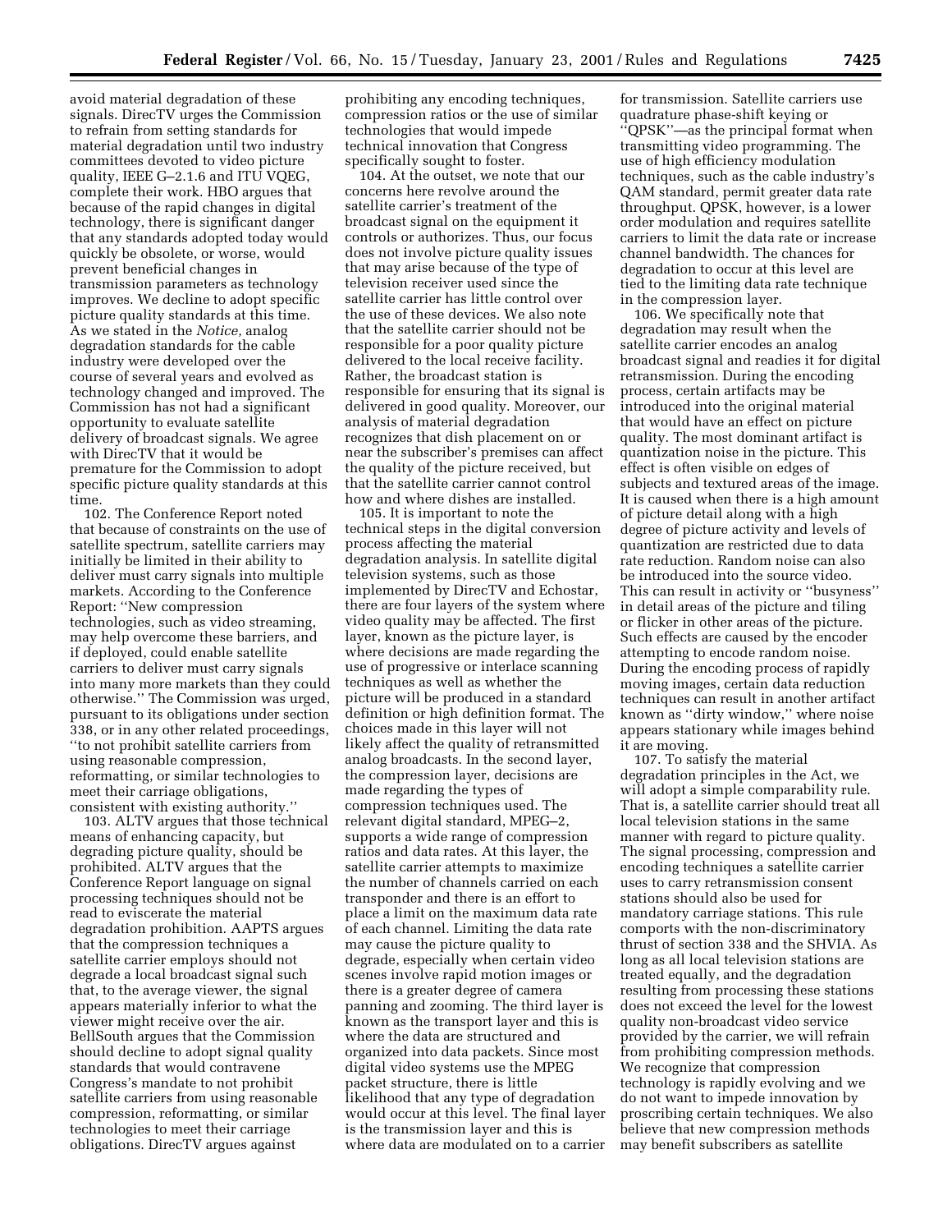avoid material degradation of these signals. DirecTV urges the Commission to refrain from setting standards for material degradation until two industry committees devoted to video picture quality, IEEE G–2.1.6 and ITU VQEG, complete their work. HBO argues that because of the rapid changes in digital technology, there is significant danger that any standards adopted today would quickly be obsolete, or worse, would prevent beneficial changes in transmission parameters as technology improves. We decline to adopt specific picture quality standards at this time. As we stated in the *Notice,* analog degradation standards for the cable industry were developed over the course of several years and evolved as technology changed and improved. The Commission has not had a significant opportunity to evaluate satellite delivery of broadcast signals. We agree with DirecTV that it would be premature for the Commission to adopt specific picture quality standards at this time.

102. The Conference Report noted that because of constraints on the use of satellite spectrum, satellite carriers may initially be limited in their ability to deliver must carry signals into multiple markets. According to the Conference Report: ''New compression technologies, such as video streaming, may help overcome these barriers, and if deployed, could enable satellite carriers to deliver must carry signals into many more markets than they could otherwise.'' The Commission was urged, pursuant to its obligations under section 338, or in any other related proceedings, ''to not prohibit satellite carriers from using reasonable compression, reformatting, or similar technologies to meet their carriage obligations, consistent with existing authority.''

103. ALTV argues that those technical means of enhancing capacity, but degrading picture quality, should be prohibited. ALTV argues that the Conference Report language on signal processing techniques should not be read to eviscerate the material degradation prohibition. AAPTS argues that the compression techniques a satellite carrier employs should not degrade a local broadcast signal such that, to the average viewer, the signal appears materially inferior to what the viewer might receive over the air. BellSouth argues that the Commission should decline to adopt signal quality standards that would contravene Congress's mandate to not prohibit satellite carriers from using reasonable compression, reformatting, or similar technologies to meet their carriage obligations. DirecTV argues against prohibiting any encoding techniques, compression ratios or the use of similar technologies that would impede technical innovation that Congress specifically sought to foster.

104. At the outset, we note that our concerns here revolve around the satellite carrier's treatment of the broadcast signal on the equipment it controls or authorizes. Thus, our focus does not involve picture quality issues that may arise because of the type of television receiver used since the satellite carrier has little control over the use of these devices. We also note that the satellite carrier should not be responsible for a poor quality picture delivered to the local receive facility. Rather, the broadcast station is responsible for ensuring that its signal is delivered in good quality. Moreover, our analysis of material degradation recognizes that dish placement on or near the subscriber's premises can affect the quality of the picture received, but that the satellite carrier cannot control how and where dishes are installed.

105. It is important to note the technical steps in the digital conversion process affecting the material degradation analysis. In satellite digital television systems, such as those implemented by DirecTV and Echostar, there are four layers of the system where video quality may be affected. The first layer, known as the picture layer, is where decisions are made regarding the use of progressive or interlace scanning techniques as well as whether the picture will be produced in a standard definition or high definition format. The choices made in this layer will not likely affect the quality of retransmitted analog broadcasts. In the second layer, the compression layer, decisions are made regarding the types of compression techniques used. The relevant digital standard, MPEG–2, supports a wide range of compression ratios and data rates. At this layer, the satellite carrier attempts to maximize the number of channels carried on each transponder and there is an effort to place a limit on the maximum data rate of each channel. Limiting the data rate may cause the picture quality to degrade, especially when certain video scenes involve rapid motion images or there is a greater degree of camera panning and zooming. The third layer is known as the transport layer and this is where the data are structured and organized into data packets. Since most digital video systems use the MPEG packet structure, there is little likelihood that any type of degradation would occur at this level. The final layer is the transmission layer and this is where data are modulated on to a carrier for transmission. Satellite carriers use quadrature phase-shift keying or ''QPSK''—as the principal format when transmitting video programming. The use of high efficiency modulation techniques, such as the cable industry's QAM standard, permit greater data rate throughput. QPSK, however, is a lower order modulation and requires satellite carriers to limit the data rate or increase channel bandwidth. The chances for degradation to occur at this level are tied to the limiting data rate technique in the compression layer.

106. We specifically note that degradation may result when the satellite carrier encodes an analog broadcast signal and readies it for digital retransmission. During the encoding process, certain artifacts may be introduced into the original material that would have an effect on picture quality. The most dominant artifact is quantization noise in the picture. This effect is often visible on edges of subjects and textured areas of the image. It is caused when there is a high amount of picture detail along with a high degree of picture activity and levels of quantization are restricted due to data rate reduction. Random noise can also be introduced into the source video. This can result in activity or ''busyness'' in detail areas of the picture and tiling or flicker in other areas of the picture. Such effects are caused by the encoder attempting to encode random noise. During the encoding process of rapidly moving images, certain data reduction techniques can result in another artifact known as ''dirty window,'' where noise appears stationary while images behind it are moving.

107. To satisfy the material degradation principles in the Act, we will adopt a simple comparability rule. That is, a satellite carrier should treat all local television stations in the same manner with regard to picture quality. The signal processing, compression and encoding techniques a satellite carrier uses to carry retransmission consent stations should also be used for mandatory carriage stations. This rule comports with the non-discriminatory thrust of section 338 and the SHVIA. As long as all local television stations are treated equally, and the degradation resulting from processing these stations does not exceed the level for the lowest quality non-broadcast video service provided by the carrier, we will refrain from prohibiting compression methods. We recognize that compression technology is rapidly evolving and we do not want to impede innovation by proscribing certain techniques. We also believe that new compression methods may benefit subscribers as satellite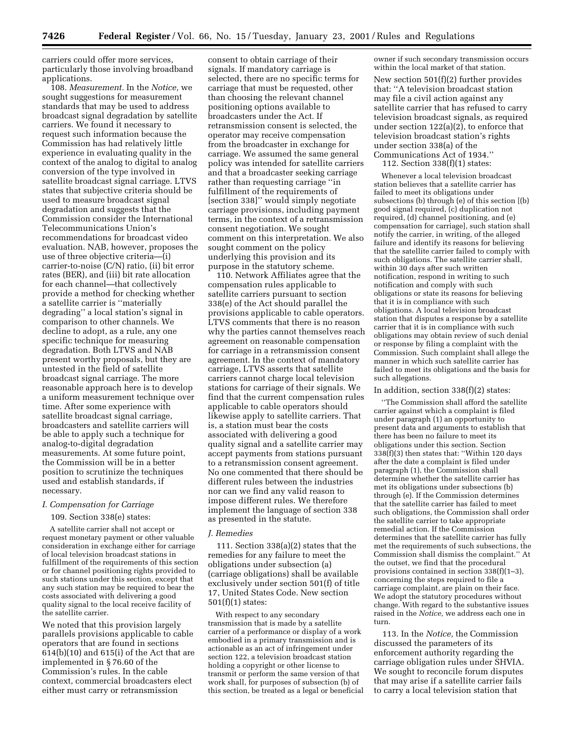carriers could offer more services, particularly those involving broadband applications.

108. *Measurement.* In the *Notice,* we sought suggestions for measurement standards that may be used to address broadcast signal degradation by satellite carriers. We found it necessary to request such information because the Commission has had relatively little experience in evaluating quality in the context of the analog to digital to analog conversion of the type involved in satellite broadcast signal carriage. LTVS states that subjective criteria should be used to measure broadcast signal degradation and suggests that the Commission consider the International Telecommunications Union's recommendations for broadcast video evaluation. NAB, however, proposes the use of three objective criteria—(i) carrier-to-noise (C/N) ratio, (ii) bit error rates (BER), and (iii) bit rate allocation for each channel—that collectively provide a method for checking whether a satellite carrier is ''materially degrading'' a local station's signal in comparison to other channels. We decline to adopt, as a rule, any one specific technique for measuring degradation. Both LTVS and NAB present worthy proposals, but they are untested in the field of satellite broadcast signal carriage. The more reasonable approach here is to develop a uniform measurement technique over time. After some experience with satellite broadcast signal carriage, broadcasters and satellite carriers will be able to apply such a technique for analog-to-digital degradation measurements. At some future point, the Commission will be in a better position to scrutinize the techniques used and establish standards, if necessary.

### *I. Compensation for Carriage*

109. Section 338(e) states:

> A satellite carrier shall not accept or request monetary payment or other valuable consideration in exchange either for carriage of local television broadcast stations in fulfillment of the requirements of this section or for channel positioning rights provided to such stations under this section, except that any such station may be required to bear the costs associated with delivering a good quality signal to the local receive facility of the satellite carrier.

We noted that this provision largely parallels provisions applicable to cable operators that are found in sections 614(b)(10) and 615(i) of the Act that are implemented in § 76.60 of the Commission's rules. In the cable context, commercial broadcasters elect either must carry or retransmission consent to obtain carriage of their signals. If mandatory carriage is selected, there are no specific terms for carriage that must be requested, other than choosing the relevant channel positioning options available to broadcasters under the Act. If retransmission consent is selected, the operator may receive compensation from the broadcaster in exchange for carriage. We assumed the same general policy was intended for satellite carriers and that a broadcaster seeking carriage rather than requesting carriage ''in fulfillment of the requirements of [section 338]'' would simply negotiate carriage provisions, including payment terms, in the context of a retransmission consent negotiation. We sought comment on this interpretation. We also sought comment on the policy underlying this provision and its purpose in the statutory scheme.

110. Network Affiliates agree that the compensation rules applicable to satellite carriers pursuant to section 338(e) of the Act should parallel the provisions applicable to cable operators. LTVS comments that there is no reason why the parties cannot themselves reach agreement on reasonable compensation for carriage in a retransmission consent agreement. In the context of mandatory carriage, LTVS asserts that satellite carriers cannot charge local television stations for carriage of their signals. We find that the current compensation rules applicable to cable operators should likewise apply to satellite carriers. That is, a station must bear the costs associated with delivering a good quality signal and a satellite carrier may accept payments from stations pursuant to a retransmission consent agreement. No one commented that there should be different rules between the industries nor can we find any valid reason to impose different rules. We therefore implement the language of section 338 as presented in the statute.

### *J. Remedies*

111. Section 338(a)(2) states that the remedies for any failure to meet the obligations under subsection (a) (carriage obligations) shall be available exclusively under section 501(f) of title 17, United States Code. New section 501(f)(1) states:

> With respect to any secondary transmission that is made by a satellite carrier of a performance or display of a work embodied in a primary transmission and is actionable as an act of infringement under section 122, a television broadcast station holding a copyright or other license to transmit or perform the same version of that work shall, for purposes of subsection (b) of this section, be treated as a legal or beneficial owner if such secondary transmission occurs within the local market of that station.

New section 501(f)(2) further provides that: ''A television broadcast station may file a civil action against any satellite carrier that has refused to carry television broadcast signals, as required under section 122(a)(2), to enforce that television broadcast station's rights under section 338(a) of the Communications Act of 1934.''

112. Section 338(f)(1) states:

> Whenever a local television broadcast station believes that a satellite carrier has failed to meet its obligations under subsections (b) through (e) of this section [(b) good signal required, (c) duplication not required, (d) channel positioning, and (e) compensation for carriage], such station shall notify the carrier, in writing, of the alleged failure and identify its reasons for believing that the satellite carrier failed to comply with such obligations. The satellite carrier shall, within 30 days after such written notification, respond in writing to such notification and comply with such obligations or state its reasons for believing that it is in compliance with such obligations. A local television broadcast station that disputes a response by a satellite carrier that it is in compliance with such obligations may obtain review of such denial or response by filing a complaint with the Commission. Such complaint shall allege the manner in which such satellite carrier has failed to meet its obligations and the basis for such allegations.

In addition, section 338(f)(2) states:

> ''The Commission shall afford the satellite carrier against which a complaint is filed under paragraph (1) an opportunity to present data and arguments to establish that there has been no failure to meet its obligations under this section. Section 338(f)(3) then states that: ''Within 120 days after the date a complaint is filed under paragraph (1), the Commission shall determine whether the satellite carrier has met its obligations under subsections (b) through (e). If the Commission determines that the satellite carrier has failed to meet such obligations, the Commission shall order the satellite carrier to take appropriate remedial action. If the Commission determines that the satellite carrier has fully met the requirements of such subsections, the Commission shall dismiss the complaint.'' At the outset, we find that the procedural provisions contained in section 338(f)(1–3), concerning the steps required to file a carriage complaint, are plain on their face. We adopt the statutory procedures without change. With regard to the substantive issues raised in the *Notice,* we address each one in turn.

113. In the *Notice,* the Commission discussed the parameters of its enforcement authority regarding the carriage obligation rules under SHVIA. We sought to reconcile forum disputes that may arise if a satellite carrier fails to carry a local television station that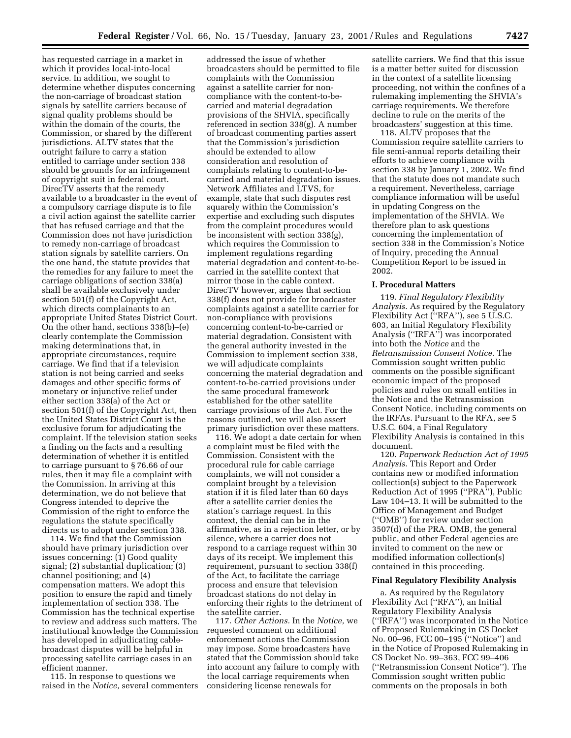has requested carriage in a market in which it provides local-into-local service. In addition, we sought to determine whether disputes concerning the non-carriage of broadcast station signals by satellite carriers because of signal quality problems should be within the domain of the courts, the Commission, or shared by the different jurisdictions. ALTV states that the outright failure to carry a station entitled to carriage under section 338 should be grounds for an infringement of copyright suit in federal court. DirecTV asserts that the remedy available to a broadcaster in the event of a compulsory carriage dispute is to file a civil action against the satellite carrier that has refused carriage and that the Commission does not have jurisdiction to remedy non-carriage of broadcast station signals by satellite carriers. On the one hand, the statute provides that the remedies for any failure to meet the carriage obligations of section 338(a) shall be available exclusively under section 501(f) of the Copyright Act, which directs complainants to an appropriate United States District Court. On the other hand, sections 338(b)–(e) clearly contemplate the Commission making determinations that, in appropriate circumstances, require carriage. We find that if a television station is not being carried and seeks damages and other specific forms of monetary or injunctive relief under either section 338(a) of the Act or section 501(f) of the Copyright Act, then the United States District Court is the exclusive forum for adjudicating the complaint. If the television station seeks a finding on the facts and a resulting determination of whether it is entitled to carriage pursuant to § 76.66 of our rules, then it may file a complaint with the Commission. In arriving at this determination, we do not believe that Congress intended to deprive the Commission of the right to enforce the regulations the statute specifically directs us to adopt under section 338.

114. We find that the Commission should have primary jurisdiction over issues concerning: (1) Good quality signal; (2) substantial duplication; (3) channel positioning; and (4) compensation matters. We adopt this position to ensure the rapid and timely implementation of section 338. The Commission has the technical expertise to review and address such matters. The institutional knowledge the Commission has developed in adjudicating cable-broadcast disputes will be helpful in processing satellite carriage cases in an efficient manner.

115. In response to questions we raised in the *Notice,* several commenters addressed the issue of whether broadcasters should be permitted to file complaints with the Commission against a satellite carrier for non-compliance with the content-to-be-carried and material degradation provisions of the SHVIA, specifically referenced in section 338(g). A number of broadcast commenting parties assert that the Commission's jurisdiction should be extended to allow consideration and resolution of complaints relating to content-to-be-carried and material degradation issues. Network Affiliates and LTVS, for example, state that such disputes rest squarely within the Commission's expertise and excluding such disputes from the complaint procedures would be inconsistent with section 338(g), which requires the Commission to implement regulations regarding material degradation and content-to-be-carried in the satellite context that mirror those in the cable context. DirecTV however, argues that section 338(f) does not provide for broadcaster complaints against a satellite carrier for non-compliance with provisions concerning content-to-be-carried or material degradation. Consistent with the general authority invested in the Commission to implement section 338, we will adjudicate complaints concerning the material degradation and content-to-be-carried provisions under the same procedural framework established for the other satellite carriage provisions of the Act. For the reasons outlined, we will also assert primary jurisdiction over these matters.

116. We adopt a date certain for when a complaint must be filed with the Commission. Consistent with the procedural rule for cable carriage complaints, we will not consider a complaint brought by a television station if it is filed later than 60 days after a satellite carrier denies the station's carriage request. In this context, the denial can be in the affirmative, as in a rejection letter, or by silence, where a carrier does not respond to a carriage request within 30 days of its receipt. We implement this requirement, pursuant to section 338(f) of the Act, to facilitate the carriage process and ensure that television broadcast stations do not delay in enforcing their rights to the detriment of the satellite carrier.

117. *Other Actions.* In the *Notice,* we requested comment on additional enforcement actions the Commission may impose. Some broadcasters have stated that the Commission should take into account any failure to comply with the local carriage requirements when considering license renewals for satellite carriers. We find that this issue is a matter better suited for discussion in the context of a satellite licensing proceeding, not within the confines of a rulemaking implementing the SHVIA's carriage requirements. We therefore decline to rule on the merits of the broadcasters' suggestion at this time.

118. ALTV proposes that the Commission require satellite carriers to file semi-annual reports detailing their efforts to achieve compliance with section 338 by January 1, 2002. We find that the statute does not mandate such a requirement. Nevertheless, carriage compliance information will be useful in updating Congress on the implementation of the SHVIA. We therefore plan to ask questions concerning the implementation of section 338 in the Commission's Notice of Inquiry, preceding the Annual Competition Report to be issued in 2002.

## I. Procedural Matters

119. *Final Regulatory Flexibility Analysis.* As required by the Regulatory Flexibility Act ("RFA"), see 5 U.S.C. 603, an Initial Regulatory Flexibility Analysis ("IRFA") was incorporated into both the *Notice* and the *Retransmission Consent Notice.* The Commission sought written public comments on the possible significant economic impact of the proposed policies and rules on small entities in the Notice and the Retransmission Consent Notice, including comments on the IRFAs. Pursuant to the RFA, *see* 5 U.S.C. 604, a Final Regulatory Flexibility Analysis is contained in this document.

120. *Paperwork Reduction Act of 1995 Analysis.* This Report and Order contains new or modified information collection(s) subject to the Paperwork Reduction Act of 1995 ("PRA"), Public Law 104–13. It will be submitted to the Office of Management and Budget ("OMB") for review under section 3507(d) of the PRA. OMB, the general public, and other Federal agencies are invited to comment on the new or modified information collection(s) contained in this proceeding.

### Final Regulatory Flexibility Analysis

a. As required by the Regulatory Flexibility Act ("RFA"), an Initial Regulatory Flexibility Analysis ("IRFA") was incorporated in the Notice of Proposed Rulemaking in CS Docket No. 00–96, FCC 00–195 ("Notice") and in the Notice of Proposed Rulemaking in CS Docket No. 99–363, FCC 99–406 ("Retransmission Consent Notice"). The Commission sought written public comments on the proposals in both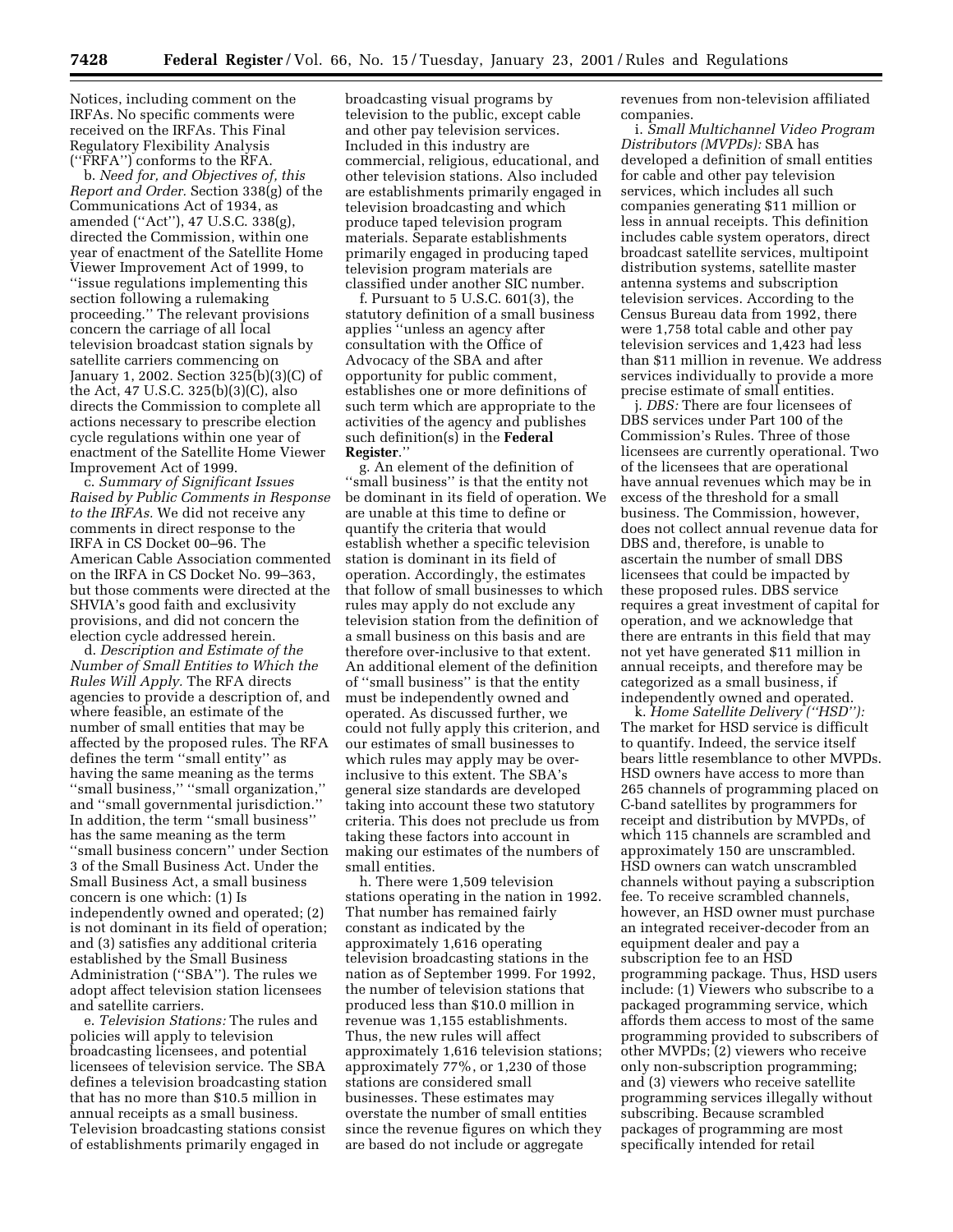Notices, including comment on the IRFAs. No specific comments were received on the IRFAs. This Final Regulatory Flexibility Analysis (''FRFA'') conforms to the RFA.

b. *Need for, and Objectives of, this Report and Order.* Section 338(g) of the Communications Act of 1934, as amended (''Act''), 47 U.S.C. 338(g), directed the Commission, within one year of enactment of the Satellite Home Viewer Improvement Act of 1999, to ''issue regulations implementing this section following a rulemaking proceeding.'' The relevant provisions concern the carriage of all local television broadcast station signals by satellite carriers commencing on January 1, 2002. Section 325(b)(3)(C) of the Act, 47 U.S.C. 325(b)(3)(C), also directs the Commission to complete all actions necessary to prescribe election cycle regulations within one year of enactment of the Satellite Home Viewer Improvement Act of 1999.

c. *Summary of Significant Issues Raised by Public Comments in Response to the IRFAs.* We did not receive any comments in direct response to the IRFA in CS Docket 00–96. The American Cable Association commented on the IRFA in CS Docket No. 99–363, but those comments were directed at the SHVIA's good faith and exclusivity provisions, and did not concern the election cycle addressed herein.

d. *Description and Estimate of the Number of Small Entities to Which the Rules Will Apply.* The RFA directs agencies to provide a description of, and where feasible, an estimate of the number of small entities that may be affected by the proposed rules. The RFA defines the term ''small entity'' as having the same meaning as the terms ''small business,'' ''small organization,'' and ''small governmental jurisdiction.'' In addition, the term ''small business'' has the same meaning as the term ''small business concern'' under Section 3 of the Small Business Act. Under the Small Business Act, a small business concern is one which: (1) Is independently owned and operated; (2) is not dominant in its field of operation; and (3) satisfies any additional criteria established by the Small Business Administration (''SBA''). The rules we adopt affect television station licensees and satellite carriers.

e. *Television Stations:* The rules and policies will apply to television broadcasting licensees, and potential licensees of television service. The SBA defines a television broadcasting station that has no more than $10.5 million in annual receipts as a small business. Television broadcasting stations consist of establishments primarily engaged in broadcasting visual programs by television to the public, except cable and other pay television services. Included in this industry are commercial, religious, educational, and other television stations. Also included are establishments primarily engaged in television broadcasting and which produce taped television program materials. Separate establishments primarily engaged in producing taped television program materials are classified under another SIC number.

f. Pursuant to 5 U.S.C. 601(3), the statutory definition of a small business applies ''unless an agency after consultation with the Office of Advocacy of the SBA and after opportunity for public comment, establishes one or more definitions of such term which are appropriate to the activities of the agency and publishes such definition(s) in the **Federal Register**.''

g. An element of the definition of ''small business'' is that the entity not be dominant in its field of operation. We are unable at this time to define or quantify the criteria that would establish whether a specific television station is dominant in its field of operation. Accordingly, the estimates that follow of small businesses to which rules may apply do not exclude any television station from the definition of a small business on this basis and are therefore over-inclusive to that extent. An additional element of the definition of ''small business'' is that the entity must be independently owned and operated. As discussed further, we could not fully apply this criterion, and our estimates of small businesses to which rules may apply may be over-inclusive to this extent. The SBA's general size standards are developed taking into account these two statutory criteria. This does not preclude us from taking these factors into account in making our estimates of the numbers of small entities.

h. There were 1,509 television stations operating in the nation in 1992. That number has remained fairly constant as indicated by the approximately 1,616 operating television broadcasting stations in the nation as of September 1999. For 1992, the number of television stations that produced less than $10.0 million in revenue was 1,155 establishments. Thus, the new rules will affect approximately 1,616 television stations; approximately 77%, or 1,230 of those stations are considered small businesses. These estimates may overstate the number of small entities since the revenue figures on which they are based do not include or aggregate revenues from non-television affiliated companies.

i. *Small Multichannel Video Program Distributors (MVPDs):* SBA has developed a definition of small entities for cable and other pay television services, which includes all such companies generating $11 million or less in annual receipts. This definition includes cable system operators, direct broadcast satellite services, multipoint distribution systems, satellite master antenna systems and subscription television services. According to the Census Bureau data from 1992, there were 1,758 total cable and other pay television services and 1,423 had less than $11 million in revenue. We address services individually to provide a more precise estimate of small entities.

j. *DBS:* There are four licensees of DBS services under Part 100 of the Commission's Rules. Three of those licensees are currently operational. Two of the licensees that are operational have annual revenues which may be in excess of the threshold for a small business. The Commission, however, does not collect annual revenue data for DBS and, therefore, is unable to ascertain the number of small DBS licensees that could be impacted by these proposed rules. DBS service requires a great investment of capital for operation, and we acknowledge that there are entrants in this field that may not yet have generated $11 million in annual receipts, and therefore may be categorized as a small business, if independently owned and operated.

k. *Home Satellite Delivery (''HSD''):* The market for HSD service is difficult to quantify. Indeed, the service itself bears little resemblance to other MVPDs. HSD owners have access to more than 265 channels of programming placed on C-band satellites by programmers for receipt and distribution by MVPDs, of which 115 channels are scrambled and approximately 150 are unscrambled. HSD owners can watch unscrambled channels without paying a subscription fee. To receive scrambled channels, however, an HSD owner must purchase an integrated receiver-decoder from an equipment dealer and pay a subscription fee to an HSD programming package. Thus, HSD users include: (1) Viewers who subscribe to a packaged programming service, which affords them access to most of the same programming provided to subscribers of other MVPDs; (2) viewers who receive only non-subscription programming; and (3) viewers who receive satellite programming services illegally without subscribing. Because scrambled packages of programming are most specifically intended for retail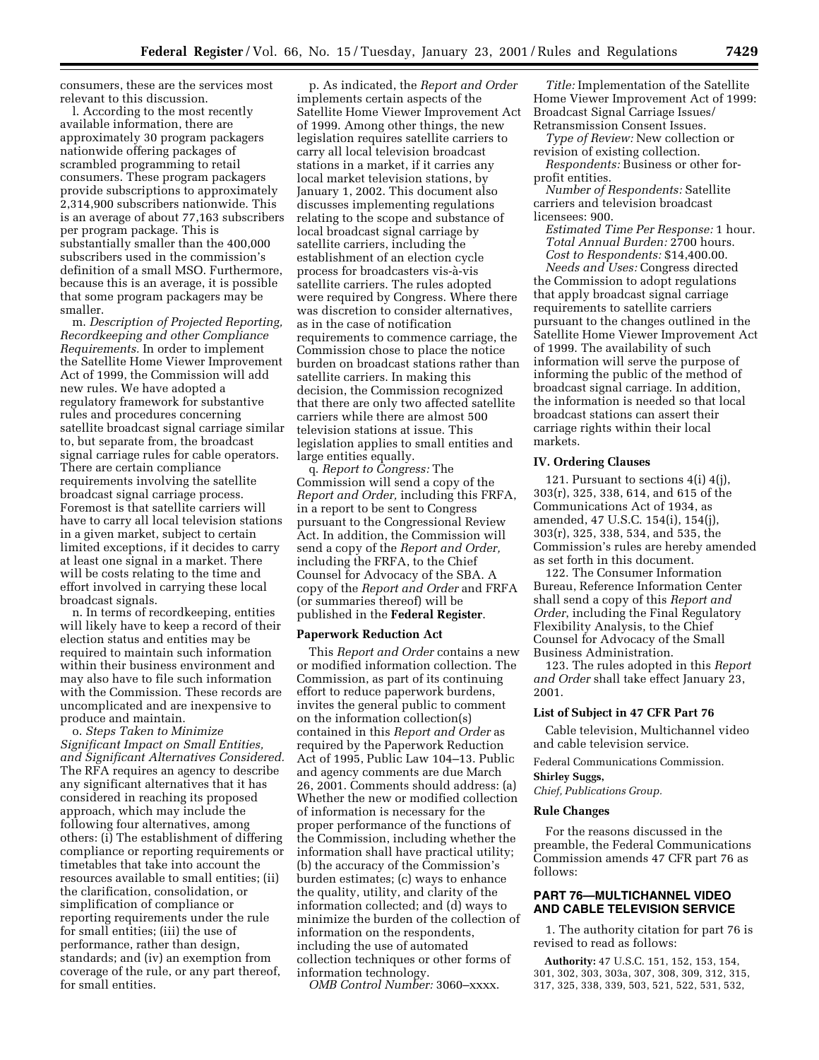consumers, these are the services most relevant to this discussion.

l. According to the most recently available information, there are approximately 30 program packagers nationwide offering packages of scrambled programming to retail consumers. These program packagers provide subscriptions to approximately 2,314,900 subscribers nationwide. This is an average of about 77,163 subscribers per program package. This is substantially smaller than the 400,000 subscribers used in the commission's definition of a small MSO. Furthermore, because this is an average, it is possible that some program packagers may be smaller.

m. *Description of Projected Reporting, Recordkeeping and other Compliance Requirements.* In order to implement the Satellite Home Viewer Improvement Act of 1999, the Commission will add new rules. We have adopted a regulatory framework for substantive rules and procedures concerning satellite broadcast signal carriage similar to, but separate from, the broadcast signal carriage rules for cable operators. There are certain compliance requirements involving the satellite broadcast signal carriage process. Foremost is that satellite carriers will have to carry all local television stations in a given market, subject to certain limited exceptions, if it decides to carry at least one signal in a market. There will be costs relating to the time and effort involved in carrying these local broadcast signals.

n. In terms of recordkeeping, entities will likely have to keep a record of their election status and entities may be required to maintain such information within their business environment and may also have to file such information with the Commission. These records are uncomplicated and are inexpensive to produce and maintain.

o. *Steps Taken to Minimize Significant Impact on Small Entities, and Significant Alternatives Considered.* The RFA requires an agency to describe any significant alternatives that it has considered in reaching its proposed approach, which may include the following four alternatives, among others: (i) The establishment of differing compliance or reporting requirements or timetables that take into account the resources available to small entities; (ii) the clarification, consolidation, or simplification of compliance or reporting requirements under the rule for small entities; (iii) the use of performance, rather than design, standards; and (iv) an exemption from coverage of the rule, or any part thereof, for small entities.

p. As indicated, the *Report and Order* implements certain aspects of the Satellite Home Viewer Improvement Act of 1999. Among other things, the new legislation requires satellite carriers to carry all local television broadcast stations in a market, if it carries any local market television stations, by January 1, 2002. This document also discusses implementing regulations relating to the scope and substance of local broadcast signal carriage by satellite carriers, including the establishment of an election cycle process for broadcasters vis-à-vis satellite carriers. The rules adopted were required by Congress. Where there was discretion to consider alternatives, as in the case of notification requirements to commence carriage, the Commission chose to place the notice burden on broadcast stations rather than satellite carriers. In making this decision, the Commission recognized that there are only two affected satellite carriers while there are almost 500 television stations at issue. This legislation applies to small entities and large entities equally.

q. *Report to Congress:* The Commission will send a copy of the *Report and Order,* including this FRFA, in a report to be sent to Congress pursuant to the Congressional Review Act. In addition, the Commission will send a copy of the *Report and Order,* including the FRFA, to the Chief Counsel for Advocacy of the SBA. A copy of the *Report and Order* and FRFA (or summaries thereof) will be published in the **Federal Register**.

## Paperwork Reduction Act

This *Report and Order* contains a new or modified information collection. The Commission, as part of its continuing effort to reduce paperwork burdens, invites the general public to comment on the information collection(s) contained in this *Report and Order* as required by the Paperwork Reduction Act of 1995, Public Law 104–13. Public and agency comments are due March 26, 2001. Comments should address: (a) Whether the new or modified collection of information is necessary for the proper performance of the functions of the Commission, including whether the information shall have practical utility; (b) the accuracy of the Commission's burden estimates; (c) ways to enhance the quality, utility, and clarity of the information collected; and (d) ways to minimize the burden of the collection of information on the respondents, including the use of automated collection techniques or other forms of information technology.

*OMB Control Number:* 3060–xxxx.

*Title:* Implementation of the Satellite Home Viewer Improvement Act of 1999: Broadcast Signal Carriage Issues/ Retransmission Consent Issues.

*Type of Review:* New collection or revision of existing collection.

*Respondents:* Business or other for-profit entities.

*Number of Respondents:* Satellite carriers and television broadcast licensees: 900.

*Estimated Time Per Response:* 1 hour.

*Total Annual Burden:* 2700 hours.

*Cost to Respondents:* $14,400.00.

*Needs and Uses:* Congress directed the Commission to adopt regulations that apply broadcast signal carriage requirements to satellite carriers pursuant to the changes outlined in the Satellite Home Viewer Improvement Act of 1999. The availability of such information will serve the purpose of informing the public of the method of broadcast signal carriage. In addition, the information is needed so that local broadcast stations can assert their carriage rights within their local markets.

## IV. Ordering Clauses

121. Pursuant to sections 4(i) 4(j), 303(r), 325, 338, 614, and 615 of the Communications Act of 1934, as amended, 47 U.S.C. 154(i), 154(j), 303(r), 325, 338, 534, and 535, the Commission's rules are hereby amended as set forth in this document.

122. The Consumer Information Bureau, Reference Information Center shall send a copy of this *Report and Order*, including the Final Regulatory Flexibility Analysis, to the Chief Counsel for Advocacy of the Small Business Administration.

123. The rules adopted in this *Report and Order* shall take effect January 23, 2001.

## List of Subject in 47 CFR Part 76

Cable television, Multichannel video and cable television service.

Federal Communications Commission.

**Shirley Suggs,**

*Chief, Publications Group.*

## Rule Changes

For the reasons discussed in the preamble, the Federal Communications Commission amends 47 CFR part 76 as follows:

## PART 76—MULTICHANNEL VIDEO AND CABLE TELEVISION SERVICE

1. The authority citation for part 76 is revised to read as follows:

**Authority:** 47 U.S.C. 151, 152, 153, 154, 301, 302, 303, 303a, 307, 308, 309, 312, 315, 317, 325, 338, 339, 503, 521, 522, 531, 532,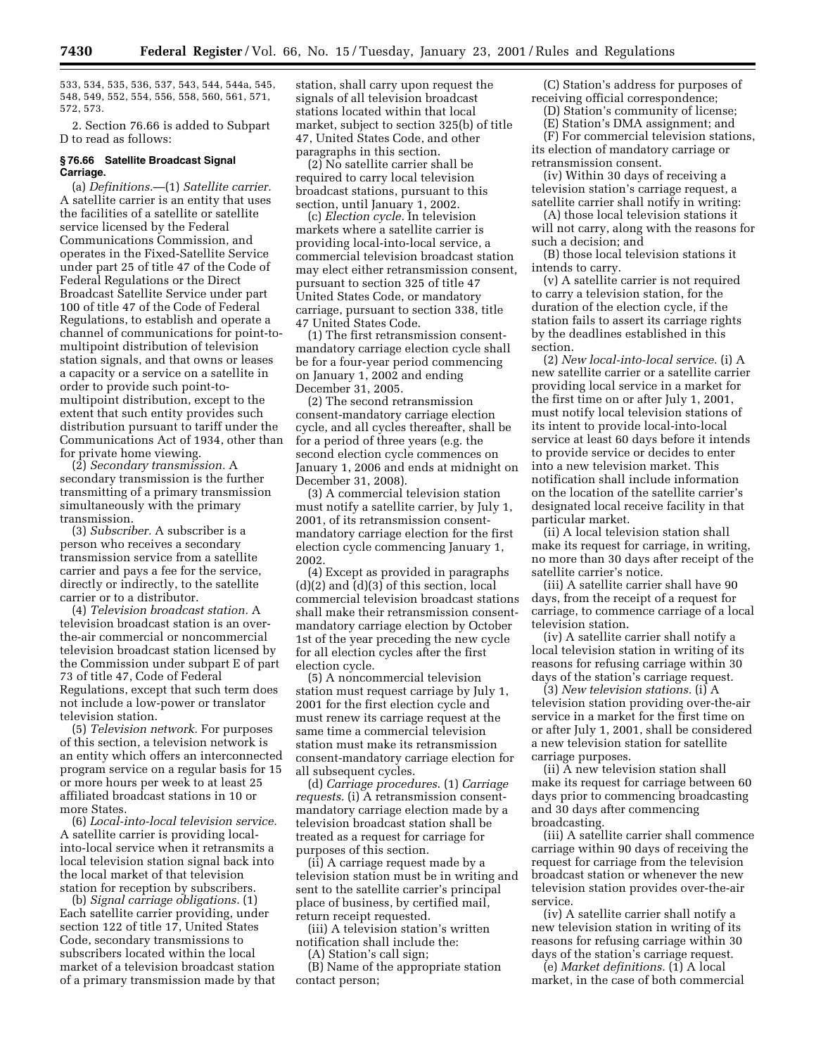533, 534, 535, 536, 537, 543, 544, 544a, 545, 548, 549, 552, 554, 556, 558, 560, 561, 571, 572, 573.

2. Section 76.66 is added to Subpart D to read as follows:

**§ 76.66 Satellite Broadcast Signal Carriage.**

(a) *Definitions.*—(1) *Satellite carrier.* A satellite carrier is an entity that uses the facilities of a satellite or satellite service licensed by the Federal Communications Commission, and operates in the Fixed-Satellite Service under part 25 of title 47 of the Code of Federal Regulations or the Direct Broadcast Satellite Service under part 100 of title 47 of the Code of Federal Regulations, to establish and operate a channel of communications for point-to-multipoint distribution of television station signals, and that owns or leases a capacity or a service on a satellite in order to provide such point-to-multipoint distribution, except to the extent that such entity provides such distribution pursuant to tariff under the Communications Act of 1934, other than for private home viewing.

(2) *Secondary transmission.* A secondary transmission is the further transmitting of a primary transmission simultaneously with the primary transmission.

(3) *Subscriber.* A subscriber is a person who receives a secondary transmission service from a satellite carrier and pays a fee for the service, directly or indirectly, to the satellite carrier or to a distributor.

(4) *Television broadcast station.* A television broadcast station is an over-the-air commercial or noncommercial television broadcast station licensed by the Commission under subpart E of part 73 of title 47, Code of Federal Regulations, except that such term does not include a low-power or translator television station.

(5) *Television network.* For purposes of this section, a television network is an entity which offers an interconnected program service on a regular basis for 15 or more hours per week to at least 25 affiliated broadcast stations in 10 or more States.

(6) *Local-into-local television service.* A satellite carrier is providing local-into-local service when it retransmits a local television station signal back into the local market of that television station for reception by subscribers.

(b) *Signal carriage obligations.* (1) Each satellite carrier providing, under section 122 of title 17, United States Code, secondary transmissions to subscribers located within the local market of a television broadcast station of a primary transmission made by that station, shall carry upon request the signals of all television broadcast stations located within that local market, subject to section 325(b) of title 47, United States Code, and other paragraphs in this section.

(2) No satellite carrier shall be required to carry local television broadcast stations, pursuant to this section, until January 1, 2002.

(c) *Election cycle.* In television markets where a satellite carrier is providing local-into-local service, a commercial television broadcast station may elect either retransmission consent, pursuant to section 325 of title 47 United States Code, or mandatory carriage, pursuant to section 338, title 47 United States Code.

(1) The first retransmission consent-mandatory carriage election cycle shall be for a four-year period commencing on January 1, 2002 and ending December 31, 2005.

(2) The second retransmission consent-mandatory carriage election cycle, and all cycles thereafter, shall be for a period of three years (e.g. the second election cycle commences on January 1, 2006 and ends at midnight on December 31, 2008).

(3) A commercial television station must notify a satellite carrier, by July 1, 2001, of its retransmission consent-mandatory carriage election for the first election cycle commencing January 1, 2002.

(4) Except as provided in paragraphs (d)(2) and (d)(3) of this section, local commercial television broadcast stations shall make their retransmission consent-mandatory carriage election by October 1st of the year preceding the new cycle for all election cycles after the first election cycle.

(5) A noncommercial television station must request carriage by July 1, 2001 for the first election cycle and must renew its carriage request at the same time a commercial television station must make its retransmission consent-mandatory carriage election for all subsequent cycles.

(d) *Carriage procedures.* (1) *Carriage requests.* (i) A retransmission consent-mandatory carriage election made by a television broadcast station shall be treated as a request for carriage for purposes of this section.

(ii) A carriage request made by a television station must be in writing and sent to the satellite carrier's principal place of business, by certified mail, return receipt requested.

(iii) A television station's written notification shall include the:

(A) Station's call sign;

(B) Name of the appropriate station contact person;

(C) Station's address for purposes of receiving official correspondence;

(D) Station's community of license;

(E) Station's DMA assignment; and

(F) For commercial television stations, its election of mandatory carriage or retransmission consent.

(iv) Within 30 days of receiving a television station's carriage request, a satellite carrier shall notify in writing:

(A) those local television stations it will not carry, along with the reasons for such a decision; and

(B) those local television stations it intends to carry.

(v) A satellite carrier is not required to carry a television station, for the duration of the election cycle, if the station fails to assert its carriage rights by the deadlines established in this section.

(2) *New local-into-local service.* (i) A new satellite carrier or a satellite carrier providing local service in a market for the first time on or after July 1, 2001, must notify local television stations of its intent to provide local-into-local service at least 60 days before it intends to provide service or decides to enter into a new television market. This notification shall include information on the location of the satellite carrier's designated local receive facility in that particular market.

(ii) A local television station shall make its request for carriage, in writing, no more than 30 days after receipt of the satellite carrier's notice.

(iii) A satellite carrier shall have 90 days, from the receipt of a request for carriage, to commence carriage of a local television station.

(iv) A satellite carrier shall notify a local television station in writing of its reasons for refusing carriage within 30 days of the station's carriage request.

(3) *New television stations.* (i) A television station providing over-the-air service in a market for the first time on or after July 1, 2001, shall be considered a new television station for satellite carriage purposes.

(ii) A new television station shall make its request for carriage between 60 days prior to commencing broadcasting and 30 days after commencing broadcasting.

(iii) A satellite carrier shall commence carriage within 90 days of receiving the request for carriage from the television broadcast station or whenever the new television station provides over-the-air service.

(iv) A satellite carrier shall notify a new television station in writing of its reasons for refusing carriage within 30 days of the station's carriage request.

(e) *Market definitions.* (1) A local market, in the case of both commercial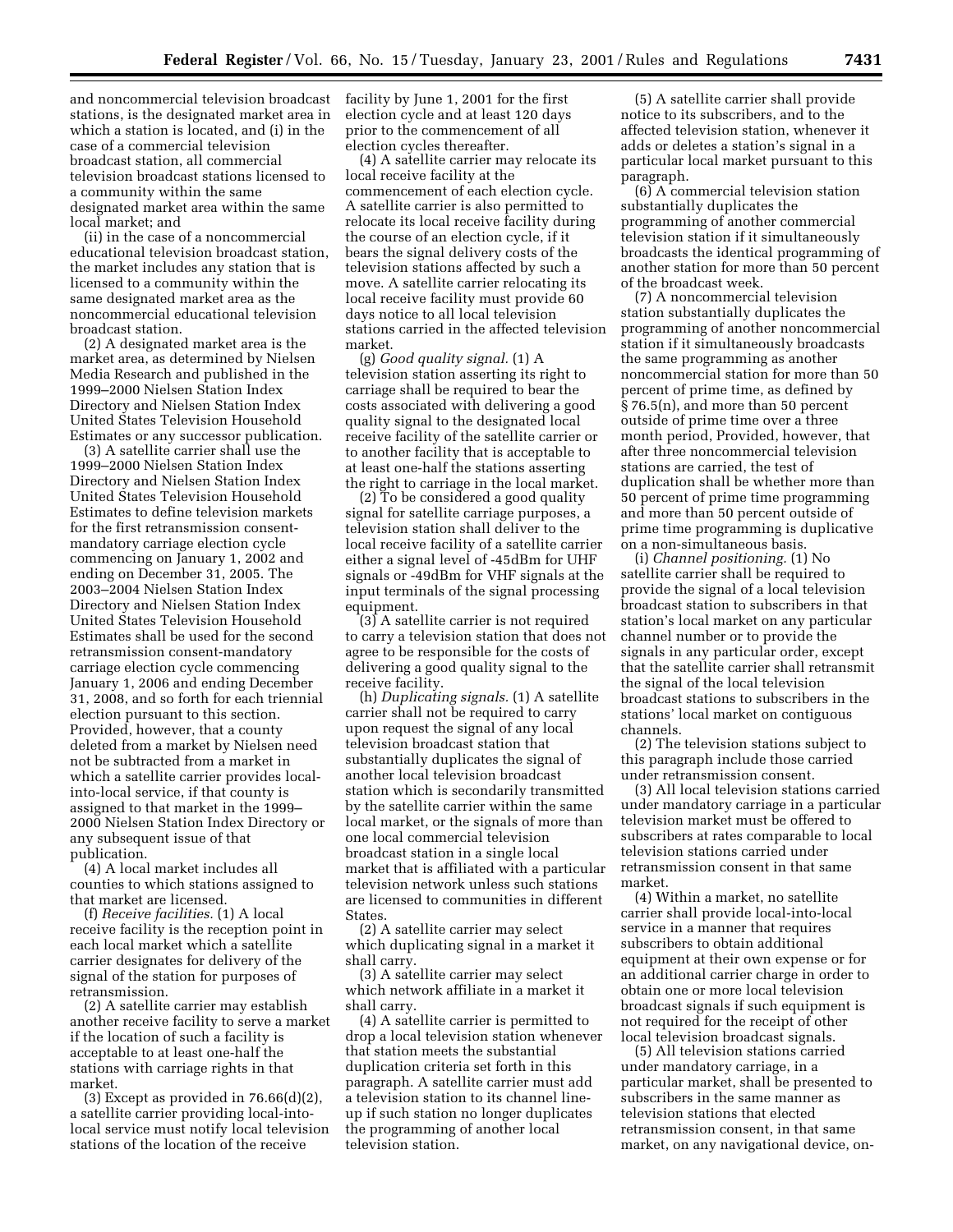and noncommercial television broadcast stations, is the designated market area in which a station is located, and (i) in the case of a commercial television broadcast station, all commercial television broadcast stations licensed to a community within the same designated market area within the same local market; and

(ii) in the case of a noncommercial educational television broadcast station, the market includes any station that is licensed to a community within the same designated market area as the noncommercial educational television broadcast station.

(2) A designated market area is the market area, as determined by Nielsen Media Research and published in the 1999–2000 Nielsen Station Index Directory and Nielsen Station Index United States Television Household Estimates or any successor publication.

(3) A satellite carrier shall use the 1999–2000 Nielsen Station Index Directory and Nielsen Station Index United States Television Household Estimates to define television markets for the first retransmission consent-mandatory carriage election cycle commencing on January 1, 2002 and ending on December 31, 2005. The 2003–2004 Nielsen Station Index Directory and Nielsen Station Index United States Television Household Estimates shall be used for the second retransmission consent-mandatory carriage election cycle commencing January 1, 2006 and ending December 31, 2008, and so forth for each triennial election pursuant to this section. Provided, however, that a county deleted from a market by Nielsen need not be subtracted from a market in which a satellite carrier provides local-into-local service, if that county is assigned to that market in the 1999–2000 Nielsen Station Index Directory or any subsequent issue of that publication.

(4) A local market includes all counties to which stations assigned to that market are licensed.

(f) *Receive facilities.* (1) A local receive facility is the reception point in each local market which a satellite carrier designates for delivery of the signal of the station for purposes of retransmission.

(2) A satellite carrier may establish another receive facility to serve a market if the location of such a facility is acceptable to at least one-half the stations with carriage rights in that market.

(3) Except as provided in 76.66(d)(2), a satellite carrier providing local-into-local service must notify local television stations of the location of the receive facility by June 1, 2001 for the first election cycle and at least 120 days prior to the commencement of all election cycles thereafter.

(4) A satellite carrier may relocate its local receive facility at the commencement of each election cycle. A satellite carrier is also permitted to relocate its local receive facility during the course of an election cycle, if it bears the signal delivery costs of the television stations affected by such a move. A satellite carrier relocating its local receive facility must provide 60 days notice to all local television stations carried in the affected television market.

(g) *Good quality signal.* (1) A television station asserting its right to carriage shall be required to bear the costs associated with delivering a good quality signal to the designated local receive facility of the satellite carrier or to another facility that is acceptable to at least one-half the stations asserting the right to carriage in the local market.

(2) To be considered a good quality signal for satellite carriage purposes, a television station shall deliver to the local receive facility of a satellite carrier either a signal level of -45dBm for UHF signals or -49dBm for VHF signals at the input terminals of the signal processing equipment.

(3) A satellite carrier is not required to carry a television station that does not agree to be responsible for the costs of delivering a good quality signal to the receive facility.

(h) *Duplicating signals.* (1) A satellite carrier shall not be required to carry upon request the signal of any local television broadcast station that substantially duplicates the signal of another local television broadcast station which is secondarily transmitted by the satellite carrier within the same local market, or the signals of more than one local commercial television broadcast station in a single local market that is affiliated with a particular television network unless such stations are licensed to communities in different States.

(2) A satellite carrier may select which duplicating signal in a market it shall carry.

(3) A satellite carrier may select which network affiliate in a market it shall carry.

(4) A satellite carrier is permitted to drop a local television station whenever that station meets the substantial duplication criteria set forth in this paragraph. A satellite carrier must add a television station to its channel line-up if such station no longer duplicates the programming of another local television station.

(5) A satellite carrier shall provide notice to its subscribers, and to the affected television station, whenever it adds or deletes a station's signal in a particular local market pursuant to this paragraph.

(6) A commercial television station substantially duplicates the programming of another commercial television station if it simultaneously broadcasts the identical programming of another station for more than 50 percent of the broadcast week.

(7) A noncommercial television station substantially duplicates the programming of another noncommercial station if it simultaneously broadcasts the same programming as another noncommercial station for more than 50 percent of prime time, as defined by § 76.5(n), and more than 50 percent outside of prime time over a three month period, Provided, however, that after three noncommercial television stations are carried, the test of duplication shall be whether more than 50 percent of prime time programming and more than 50 percent outside of prime time programming is duplicative on a non-simultaneous basis.

(i) *Channel positioning.* (1) No satellite carrier shall be required to provide the signal of a local television broadcast station to subscribers in that station's local market on any particular channel number or to provide the signals in any particular order, except that the satellite carrier shall retransmit the signal of the local television broadcast stations to subscribers in the stations' local market on contiguous channels.

(2) The television stations subject to this paragraph include those carried under retransmission consent.

(3) All local television stations carried under mandatory carriage in a particular television market must be offered to subscribers at rates comparable to local television stations carried under retransmission consent in that same market.

(4) Within a market, no satellite carrier shall provide local-into-local service in a manner that requires subscribers to obtain additional equipment at their own expense or for an additional carrier charge in order to obtain one or more local television broadcast signals if such equipment is not required for the receipt of other local television broadcast signals.

(5) All television stations carried under mandatory carriage, in a particular market, shall be presented to subscribers in the same manner as television stations that elected retransmission consent, in that same market, on any navigational device, on-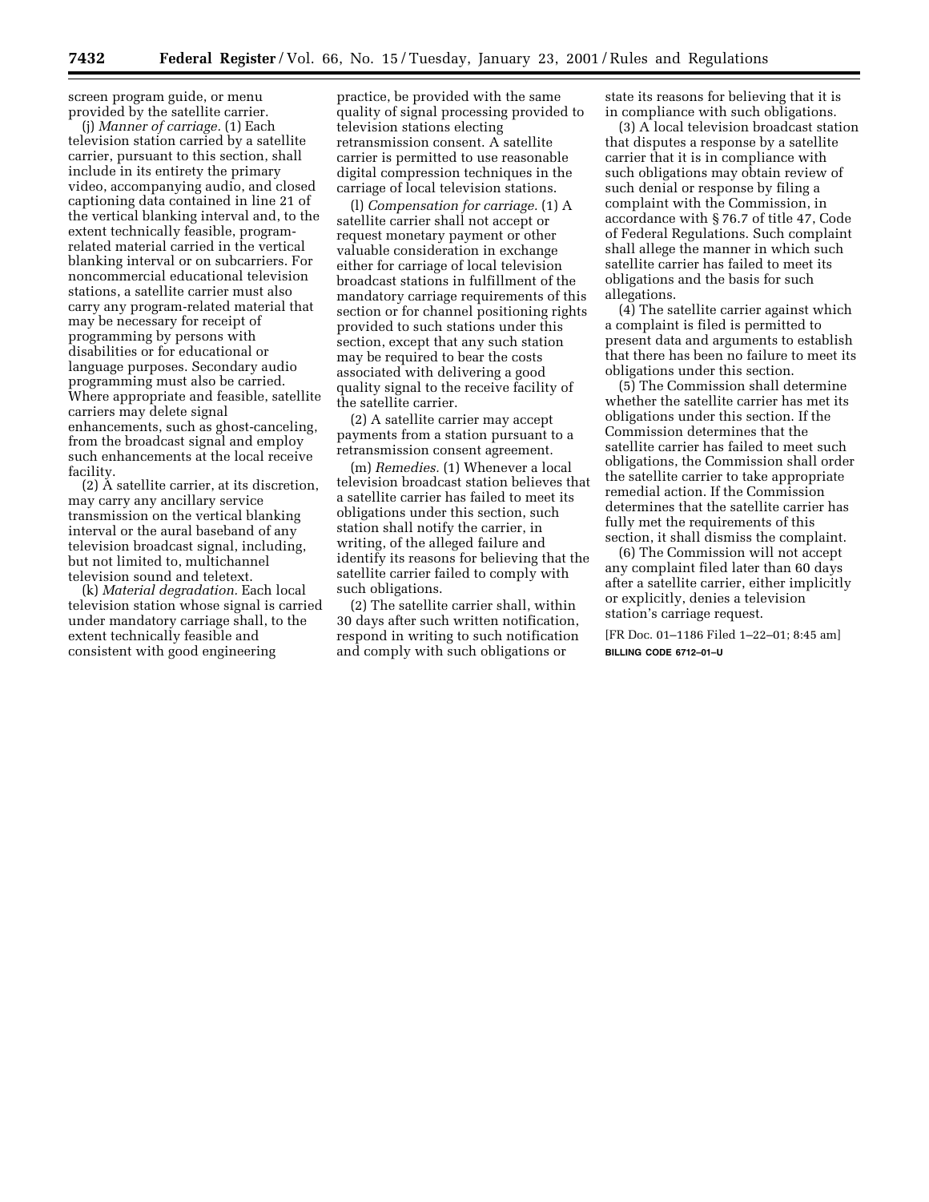screen program guide, or menu provided by the satellite carrier.

(j) *Manner of carriage.* (1) Each television station carried by a satellite carrier, pursuant to this section, shall include in its entirety the primary video, accompanying audio, and closed captioning data contained in line 21 of the vertical blanking interval and, to the extent technically feasible, program-related material carried in the vertical blanking interval or on subcarriers. For noncommercial educational television stations, a satellite carrier must also carry any program-related material that may be necessary for receipt of programming by persons with disabilities or for educational or language purposes. Secondary audio programming must also be carried. Where appropriate and feasible, satellite carriers may delete signal enhancements, such as ghost-canceling, from the broadcast signal and employ such enhancements at the local receive facility.

(2) A satellite carrier, at its discretion, may carry any ancillary service transmission on the vertical blanking interval or the aural baseband of any television broadcast signal, including, but not limited to, multichannel television sound and teletext.

(k) *Material degradation.* Each local television station whose signal is carried under mandatory carriage shall, to the extent technically feasible and consistent with good engineering practice, be provided with the same quality of signal processing provided to television stations electing retransmission consent. A satellite carrier is permitted to use reasonable digital compression techniques in the carriage of local television stations.

(l) *Compensation for carriage.* (1) A satellite carrier shall not accept or request monetary payment or other valuable consideration in exchange either for carriage of local television broadcast stations in fulfillment of the mandatory carriage requirements of this section or for channel positioning rights provided to such stations under this section, except that any such station may be required to bear the costs associated with delivering a good quality signal to the receive facility of the satellite carrier.

(2) A satellite carrier may accept payments from a station pursuant to a retransmission consent agreement.

(m) *Remedies.* (1) Whenever a local television broadcast station believes that a satellite carrier has failed to meet its obligations under this section, such station shall notify the carrier, in writing, of the alleged failure and identify its reasons for believing that the satellite carrier failed to comply with such obligations.

(2) The satellite carrier shall, within 30 days after such written notification, respond in writing to such notification and comply with such obligations or state its reasons for believing that it is in compliance with such obligations.

(3) A local television broadcast station that disputes a response by a satellite carrier that it is in compliance with such obligations may obtain review of such denial or response by filing a complaint with the Commission, in accordance with § 76.7 of title 47, Code of Federal Regulations. Such complaint shall allege the manner in which such satellite carrier has failed to meet its obligations and the basis for such allegations.

(4) The satellite carrier against which a complaint is filed is permitted to present data and arguments to establish that there has been no failure to meet its obligations under this section.

(5) The Commission shall determine whether the satellite carrier has met its obligations under this section. If the Commission determines that the satellite carrier has failed to meet such obligations, the Commission shall order the satellite carrier to take appropriate remedial action. If the Commission determines that the satellite carrier has fully met the requirements of this section, it shall dismiss the complaint.

(6) The Commission will not accept any complaint filed later than 60 days after a satellite carrier, either implicitly or explicitly, denies a television station's carriage request.

[FR Doc. 01–1186 Filed 1–22–01; 8:45 am]

**BILLING CODE 6712–01–U**